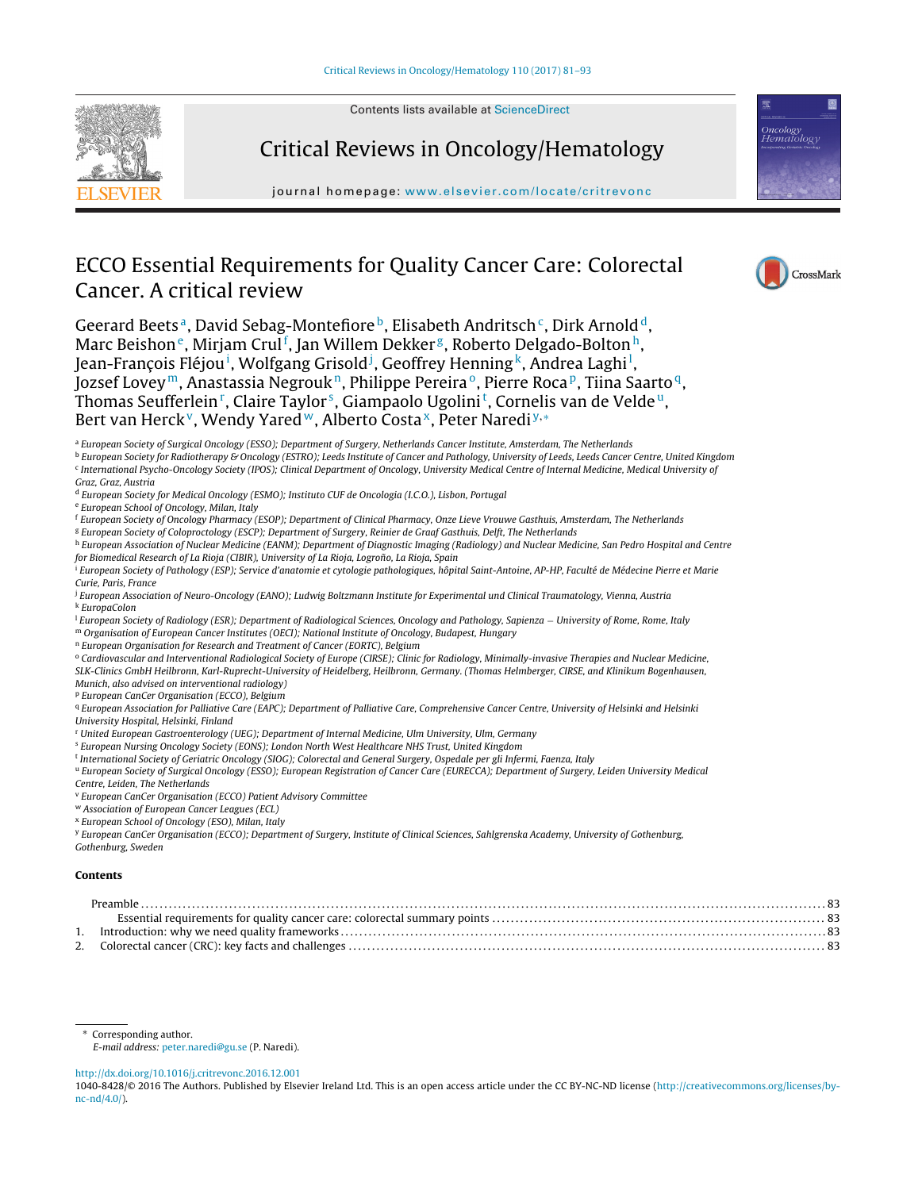# ECCO Essential Requirements for Quality Cancer Care: Colorectal Cancer. A critical review

Geerard Beets[a], David Sebag-Montefiore[b], Elisabeth Andritsch[c], Dirk Arnold[d], Marc Beishon[e], Mirjam Crul[f], Jan Willem Dekker[g], Roberto Delgado-Bolton[h], Jean-François Fléjou[i], Wolfgang Grisold[j], Geoffrey Henning[k], Andrea Laghi[l], Jozsef Lovey[m], Anastassia Negrouk[n], Philippe Pereira[o], Pierre Roca[p], Tiina Saarto[q], Thomas Seufferlein[r], Claire Taylor[s], Giampaolo Ugolini[t], Cornelis van de Velde[u], Bert van Herck[v], Wendy Yared[w], Alberto Costa[x], Peter Naredi[y,*]

[a] *European Society of Surgical Oncology (ESSO); Department of Surgery, Netherlands Cancer Institute, Amsterdam, The Netherlands*
[b] *European Society for Radiotherapy & Oncology (ESTRO); Leeds Institute of Cancer and Pathology, University of Leeds, Leeds Cancer Centre, United Kingdom*
[c] *International Psycho-Oncology Society (IPOS); Clinical Department of Oncology, University Medical Centre of Internal Medicine, Medical University of Graz, Graz, Austria*
[d] *European Society for Medical Oncology (ESMO); Instituto CUF de Oncologia (I.C.O.), Lisbon, Portugal*
[e] *European School of Oncology, Milan, Italy*
[f] *European Society of Oncology Pharmacy (ESOP); Department of Clinical Pharmacy, Onze Lieve Vrouwe Gasthuis, Amsterdam, The Netherlands*
[g] *European Society of Coloproctology (ESCP); Department of Surgery, Reinier de Graaf Gasthuis, Delft, The Netherlands*
[h] *European Association of Nuclear Medicine (EANM); Department of Diagnostic Imaging (Radiology) and Nuclear Medicine, San Pedro Hospital and Centre for Biomedical Research of La Rioja (CIBIR), University of La Rioja, Logroño, La Rioja, Spain*
[i] *European Society of Pathology (ESP); Service d'anatomie et cytologie pathologiques, hôpital Saint-Antoine, AP-HP, Faculté de Médecine Pierre et Marie Curie, Paris, France*
[j] *European Association of Neuro-Oncology (EANO); Ludwig Boltzmann Institute for Experimental und Clinical Traumatology, Vienna, Austria*
[k] *EuropaColon*
[l] *European Society of Radiology (ESR); Department of Radiological Sciences, Oncology and Pathology, Sapienza – University of Rome, Rome, Italy*
[m] *Organisation of European Cancer Institutes (OECI); National Institute of Oncology, Budapest, Hungary*
[n] *European Organisation for Research and Treatment of Cancer (EORTC), Belgium*
[o] *Cardiovascular and Interventional Radiological Society of Europe (CIRSE); Clinic for Radiology, Minimally-invasive Therapies and Nuclear Medicine, SLK-Clinics GmbH Heilbronn, Karl-Ruprecht-University of Heidelberg, Heilbronn, Germany. (Thomas Helmberger, CIRSE, and Klinikum Bogenhausen, Munich, also advised on interventional radiology)*
[p] *European CanCer Organisation (ECCO), Belgium*
[q] *European Association for Palliative Care (EAPC); Department of Palliative Care, Comprehensive Cancer Centre, University of Helsinki and Helsinki University Hospital, Helsinki, Finland*
[r] *United European Gastroenterology (UEG); Department of Internal Medicine, Ulm University, Ulm, Germany*
[s] *European Nursing Oncology Society (EONS); London North West Healthcare NHS Trust, United Kingdom*
[t] *International Society of Geriatric Oncology (SIOG); Colorectal and General Surgery, Ospedale per gli Infermi, Faenza, Italy*
[u] *European Society of Surgical Oncology (ESSO); European Registration of Cancer Care (EURECCA); Department of Surgery, Leiden University Medical Centre, Leiden, The Netherlands*
[v] *European CanCer Organisation (ECCO) Patient Advisory Committee*
[w] *Association of European Cancer Leagues (ECL)*
[x] *European School of Oncology (ESO), Milan, Italy*
[y] *European CanCer Organisation (ECCO); Department of Surgery, Institute of Clinical Sciences, Sahlgrenska Academy, University of Gothenburg, Gothenburg, Sweden*

**Contents**

Preamble .......... 83
 Essential requirements for quality cancer care: colorectal summary points .......... 83
1. Introduction: why we need quality frameworks .......... 83
2. Colorectal cancer (CRC): key facts and challenges .......... 83

\* Corresponding author.
*E-mail address:* peter.naredi@gu.se (P. Naredi).

http://dx.doi.org/10.1016/j.critrevonc.2016.12.001
1040-8428/© 2016 The Authors. Published by Elsevier Ireland Ltd. This is an open access article under the CC BY-NC-ND license (http://creativecommons.org/licenses/by-nc-nd/4.0/).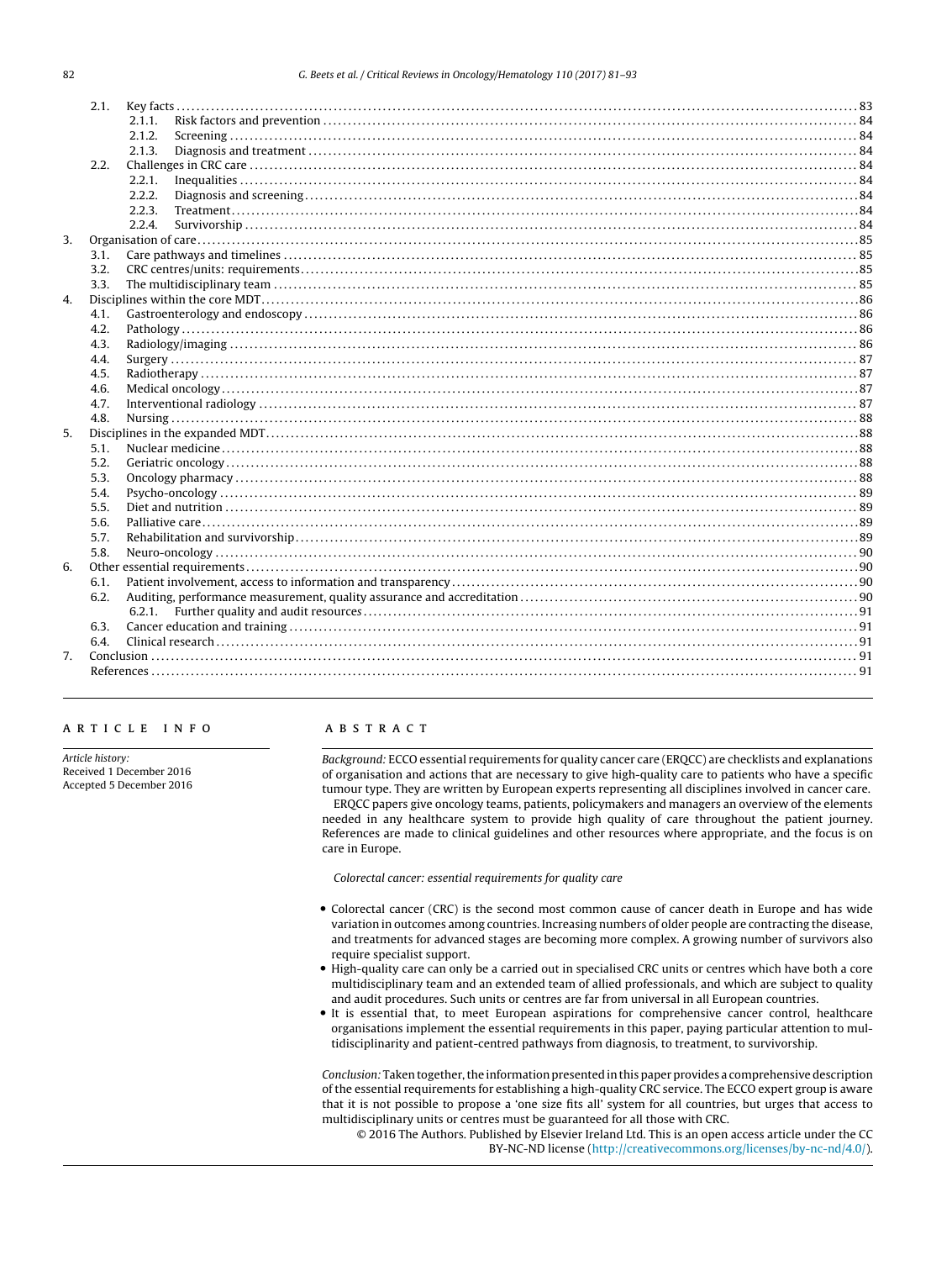2.1. Key facts ........ 83
 2.1.1. Risk factors and prevention ........ 84
 2.1.2. Screening ........ 84
 2.1.3. Diagnosis and treatment ........ 84
2.2. Challenges in CRC care ........ 84
 2.2.1. Inequalities ........ 84
 2.2.2. Diagnosis and screening ........ 84
 2.2.3. Treatment ........ 84
 2.2.4. Survivorship ........ 84
3. Organisation of care ........ 85
 3.1. Care pathways and timelines ........ 85
 3.2. CRC centres/units: requirements ........ 85
 3.3. The multidisciplinary team ........ 85
4. Disciplines within the core MDT ........ 86
 4.1. Gastroenterology and endoscopy ........ 86
 4.2. Pathology ........ 86
 4.3. Radiology/imaging ........ 86
 4.4. Surgery ........ 87
 4.5. Radiotherapy ........ 87
 4.6. Medical oncology ........ 87
 4.7. Interventional radiology ........ 87
 4.8. Nursing ........ 88
5. Disciplines in the expanded MDT ........ 88
 5.1. Nuclear medicine ........ 88
 5.2. Geriatric oncology ........ 88
 5.3. Oncology pharmacy ........ 88
 5.4. Psycho-oncology ........ 89
 5.5. Diet and nutrition ........ 89
 5.6. Palliative care ........ 89
 5.7. Rehabilitation and survivorship ........ 89
 5.8. Neuro-oncology ........ 90
6. Other essential requirements ........ 90
 6.1. Patient involvement, access to information and transparency ........ 90
 6.2. Auditing, performance measurement, quality assurance and accreditation ........ 90
  6.2.1. Further quality and audit resources ........ 91
 6.3. Cancer education and training ........ 91
 6.4. Clinical research ........ 91
7. Conclusion ........ 91
References ........ 91

## ARTICLE INFO

*Article history:*
Received 1 December 2016
Accepted 5 December 2016

## ABSTRACT

*Background:* ECCO essential requirements for quality cancer care (ERQCC) are checklists and explanations of organisation and actions that are necessary to give high-quality care to patients who have a specific tumour type. They are written by European experts representing all disciplines involved in cancer care.

ERQCC papers give oncology teams, patients, policymakers and managers an overview of the elements needed in any healthcare system to provide high quality of care throughout the patient journey. References are made to clinical guidelines and other resources where appropriate, and the focus is on care in Europe.

*Colorectal cancer: essential requirements for quality care*

- Colorectal cancer (CRC) is the second most common cause of cancer death in Europe and has wide variation in outcomes among countries. Increasing numbers of older people are contracting the disease, and treatments for advanced stages are becoming more complex. A growing number of survivors also require specialist support.
- High-quality care can only be a carried out in specialised CRC units or centres which have both a core multidisciplinary team and an extended team of allied professionals, and which are subject to quality and audit procedures. Such units or centres are far from universal in all European countries.
- It is essential that, to meet European aspirations for comprehensive cancer control, healthcare organisations implement the essential requirements in this paper, paying particular attention to multidisciplinarity and patient-centred pathways from diagnosis, to treatment, to survivorship.

*Conclusion:* Taken together, the information presented in this paper provides a comprehensive description of the essential requirements for establishing a high-quality CRC service. The ECCO expert group is aware that it is not possible to propose a 'one size fits all' system for all countries, but urges that access to multidisciplinary units or centres must be guaranteed for all those with CRC.

© 2016 The Authors. Published by Elsevier Ireland Ltd. This is an open access article under the CC BY-NC-ND license (http://creativecommons.org/licenses/by-nc-nd/4.0/).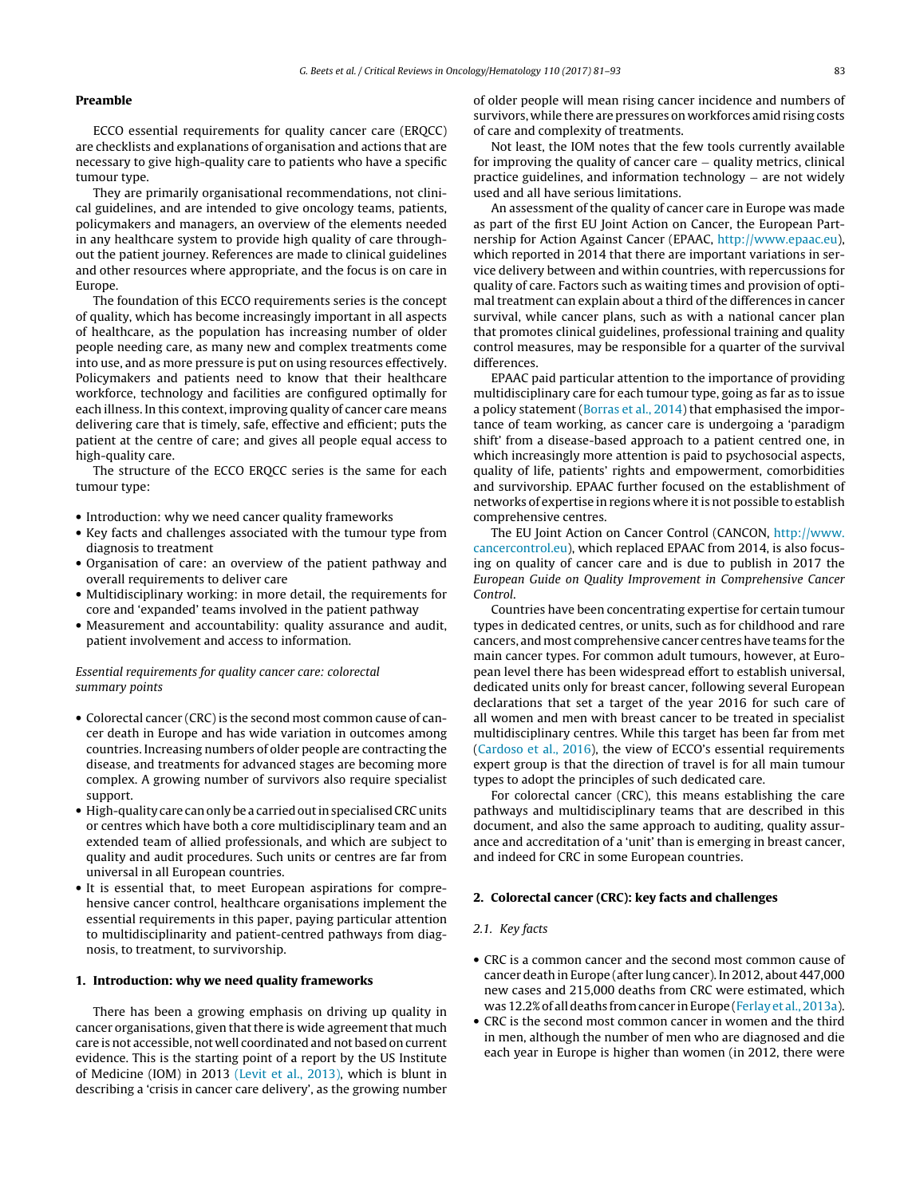## Preamble

ECCO essential requirements for quality cancer care (ERQCC) are checklists and explanations of organisation and actions that are necessary to give high-quality care to patients who have a specific tumour type.

They are primarily organisational recommendations, not clinical guidelines, and are intended to give oncology teams, patients, policymakers and managers, an overview of the elements needed in any healthcare system to provide high quality of care throughout the patient journey. References are made to clinical guidelines and other resources where appropriate, and the focus is on care in Europe.

The foundation of this ECCO requirements series is the concept of quality, which has become increasingly important in all aspects of healthcare, as the population has increasing number of older people needing care, as many new and complex treatments come into use, and as more pressure is put on using resources effectively. Policymakers and patients need to know that their healthcare workforce, technology and facilities are configured optimally for each illness. In this context, improving quality of cancer care means delivering care that is timely, safe, effective and efficient; puts the patient at the centre of care; and gives all people equal access to high-quality care.

The structure of the ECCO ERQCC series is the same for each tumour type:

- Introduction: why we need cancer quality frameworks
- Key facts and challenges associated with the tumour type from diagnosis to treatment
- Organisation of care: an overview of the patient pathway and overall requirements to deliver care
- Multidisciplinary working: in more detail, the requirements for core and 'expanded' teams involved in the patient pathway
- Measurement and accountability: quality assurance and audit, patient involvement and access to information.

*Essential requirements for quality cancer care: colorectal summary points*

- Colorectal cancer (CRC) is the second most common cause of cancer death in Europe and has wide variation in outcomes among countries. Increasing numbers of older people are contracting the disease, and treatments for advanced stages are becoming more complex. A growing number of survivors also require specialist support.
- High-quality care can only be a carried out in specialised CRC units or centres which have both a core multidisciplinary team and an extended team of allied professionals, and which are subject to quality and audit procedures. Such units or centres are far from universal in all European countries.
- It is essential that, to meet European aspirations for comprehensive cancer control, healthcare organisations implement the essential requirements in this paper, paying particular attention to multidisciplinarity and patient-centred pathways from diagnosis, to treatment, to survivorship.

## 1. Introduction: why we need quality frameworks

There has been a growing emphasis on driving up quality in cancer organisations, given that there is wide agreement that much care is not accessible, not well coordinated and not based on current evidence. This is the starting point of a report by the US Institute of Medicine (IOM) in 2013 (Levit et al., 2013), which is blunt in describing a 'crisis in cancer care delivery', as the growing number of older people will mean rising cancer incidence and numbers of survivors, while there are pressures on workforces amid rising costs of care and complexity of treatments.

Not least, the IOM notes that the few tools currently available for improving the quality of cancer care – quality metrics, clinical practice guidelines, and information technology – are not widely used and all have serious limitations.

An assessment of the quality of cancer care in Europe was made as part of the first EU Joint Action on Cancer, the European Partnership for Action Against Cancer (EPAAC, http://www.epaac.eu), which reported in 2014 that there are important variations in service delivery between and within countries, with repercussions for quality of care. Factors such as waiting times and provision of optimal treatment can explain about a third of the differences in cancer survival, while cancer plans, such as with a national cancer plan that promotes clinical guidelines, professional training and quality control measures, may be responsible for a quarter of the survival differences.

EPAAC paid particular attention to the importance of providing multidisciplinary care for each tumour type, going as far as to issue a policy statement (Borras et al., 2014) that emphasised the importance of team working, as cancer care is undergoing a 'paradigm shift' from a disease-based approach to a patient centred one, in which increasingly more attention is paid to psychosocial aspects, quality of life, patients' rights and empowerment, comorbidities and survivorship. EPAAC further focused on the establishment of networks of expertise in regions where it is not possible to establish comprehensive centres.

The EU Joint Action on Cancer Control (CANCON, http://www.cancercontrol.eu), which replaced EPAAC from 2014, is also focusing on quality of cancer care and is due to publish in 2017 the *European Guide on Quality Improvement in Comprehensive Cancer Control*.

Countries have been concentrating expertise for certain tumour types in dedicated centres, or units, such as for childhood and rare cancers, and most comprehensive cancer centres have teams for the main cancer types. For common adult tumours, however, at European level there has been widespread effort to establish universal, dedicated units only for breast cancer, following several European declarations that set a target of the year 2016 for such care of all women and men with breast cancer to be treated in specialist multidisciplinary centres. While this target has been far from met (Cardoso et al., 2016), the view of ECCO's essential requirements expert group is that the direction of travel is for all main tumour types to adopt the principles of such dedicated care.

For colorectal cancer (CRC), this means establishing the care pathways and multidisciplinary teams that are described in this document, and also the same approach to auditing, quality assurance and accreditation of a 'unit' than is emerging in breast cancer, and indeed for CRC in some European countries.

## 2. Colorectal cancer (CRC): key facts and challenges

### 2.1. Key facts

- CRC is a common cancer and the second most common cause of cancer death in Europe (after lung cancer). In 2012, about 447,000 new cases and 215,000 deaths from CRC were estimated, which was 12.2% of all deaths from cancer in Europe (Ferlay et al., 2013a).
- CRC is the second most common cancer in women and the third in men, although the number of men who are diagnosed and die each year in Europe is higher than women (in 2012, there were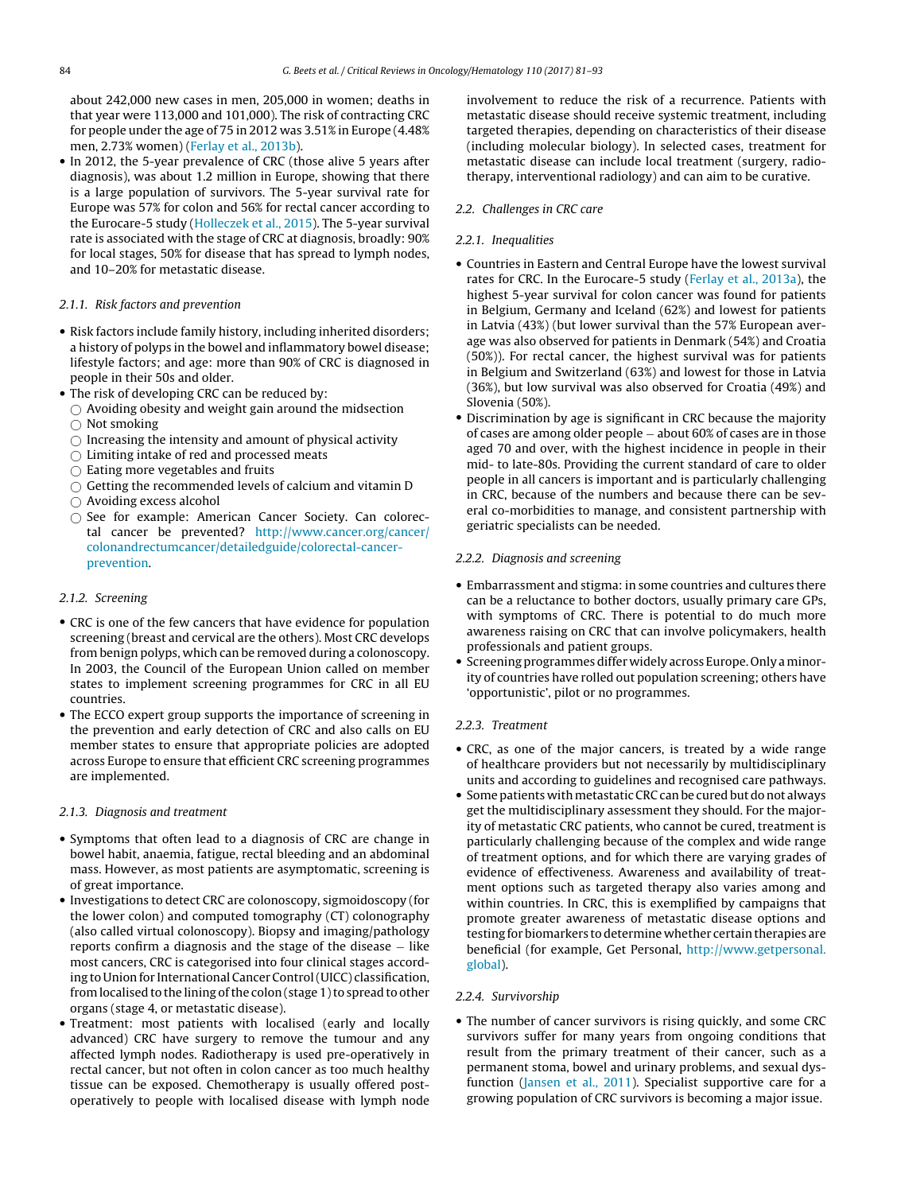about 242,000 new cases in men, 205,000 in women; deaths in that year were 113,000 and 101,000). The risk of contracting CRC for people under the age of 75 in 2012 was 3.51% in Europe (4.48% men, 2.73% women) (Ferlay et al., 2013b).

- In 2012, the 5-year prevalence of CRC (those alive 5 years after diagnosis), was about 1.2 million in Europe, showing that there is a large population of survivors. The 5-year survival rate for Europe was 57% for colon and 56% for rectal cancer according to the Eurocare-5 study (Holleczek et al., 2015). The 5-year survival rate is associated with the stage of CRC at diagnosis, broadly: 90% for local stages, 50% for disease that has spread to lymph nodes, and 10–20% for metastatic disease.

#### 2.1.1. Risk factors and prevention

- Risk factors include family history, including inherited disorders; a history of polyps in the bowel and inflammatory bowel disease; lifestyle factors; and age: more than 90% of CRC is diagnosed in people in their 50s and older.
- The risk of developing CRC can be reduced by:
  - Avoiding obesity and weight gain around the midsection
  - Not smoking
  - Increasing the intensity and amount of physical activity
  - Limiting intake of red and processed meats
  - Eating more vegetables and fruits
  - Getting the recommended levels of calcium and vitamin D
  - Avoiding excess alcohol
  - See for example: American Cancer Society. Can colorectal cancer be prevented? http://www.cancer.org/cancer/colonandrectumcancer/detailedguide/colorectal-cancer-prevention.

#### 2.1.2. Screening

- CRC is one of the few cancers that have evidence for population screening (breast and cervical are the others). Most CRC develops from benign polyps, which can be removed during a colonoscopy. In 2003, the Council of the European Union called on member states to implement screening programmes for CRC in all EU countries.
- The ECCO expert group supports the importance of screening in the prevention and early detection of CRC and also calls on EU member states to ensure that appropriate policies are adopted across Europe to ensure that efficient CRC screening programmes are implemented.

#### 2.1.3. Diagnosis and treatment

- Symptoms that often lead to a diagnosis of CRC are change in bowel habit, anaemia, fatigue, rectal bleeding and an abdominal mass. However, as most patients are asymptomatic, screening is of great importance.
- Investigations to detect CRC are colonoscopy, sigmoidoscopy (for the lower colon) and computed tomography (CT) colonography (also called virtual colonoscopy). Biopsy and imaging/pathology reports confirm a diagnosis and the stage of the disease – like most cancers, CRC is categorised into four clinical stages according to Union for International Cancer Control (UICC) classification, from localised to the lining of the colon (stage 1) to spread to other organs (stage 4, or metastatic disease).
- Treatment: most patients with localised (early and locally advanced) CRC have surgery to remove the tumour and any affected lymph nodes. Radiotherapy is used pre-operatively in rectal cancer, but not often in colon cancer as too much healthy tissue can be exposed. Chemotherapy is usually offered post-operatively to people with localised disease with lymph node involvement to reduce the risk of a recurrence. Patients with metastatic disease should receive systemic treatment, including targeted therapies, depending on characteristics of their disease (including molecular biology). In selected cases, treatment for metastatic disease can include local treatment (surgery, radiotherapy, interventional radiology) and can aim to be curative.

### 2.2. Challenges in CRC care

#### 2.2.1. Inequalities

- Countries in Eastern and Central Europe have the lowest survival rates for CRC. In the Eurocare-5 study (Ferlay et al., 2013a), the highest 5-year survival for colon cancer was found for patients in Belgium, Germany and Iceland (62%) and lowest for patients in Latvia (43%) (but lower survival than the 57% European average was also observed for patients in Denmark (54%) and Croatia (50%)). For rectal cancer, the highest survival was for patients in Belgium and Switzerland (63%) and lowest for those in Latvia (36%), but low survival was also observed for Croatia (49%) and Slovenia (50%).
- Discrimination by age is significant in CRC because the majority of cases are among older people – about 60% of cases are in those aged 70 and over, with the highest incidence in people in their mid- to late-80s. Providing the current standard of care to older people in all cancers is important and is particularly challenging in CRC, because of the numbers and because there can be several co-morbidities to manage, and consistent partnership with geriatric specialists can be needed.

#### 2.2.2. Diagnosis and screening

- Embarrassment and stigma: in some countries and cultures there can be a reluctance to bother doctors, usually primary care GPs, with symptoms of CRC. There is potential to do much more awareness raising on CRC that can involve policymakers, health professionals and patient groups.
- Screening programmes differ widely across Europe. Only a minority of countries have rolled out population screening; others have 'opportunistic', pilot or no programmes.

#### 2.2.3. Treatment

- CRC, as one of the major cancers, is treated by a wide range of healthcare providers but not necessarily by multidisciplinary units and according to guidelines and recognised care pathways.
- Some patients with metastatic CRC can be cured but do not always get the multidisciplinary assessment they should. For the majority of metastatic CRC patients, who cannot be cured, treatment is particularly challenging because of the complex and wide range of treatment options, and for which there are varying grades of evidence of effectiveness. Awareness and availability of treatment options such as targeted therapy also varies among and within countries. In CRC, this is exemplified by campaigns that promote greater awareness of metastatic disease options and testing for biomarkers to determine whether certain therapies are beneficial (for example, Get Personal, http://www.getpersonal.global).

#### 2.2.4. Survivorship

- The number of cancer survivors is rising quickly, and some CRC survivors suffer for many years from ongoing conditions that result from the primary treatment of their cancer, such as a permanent stoma, bowel and urinary problems, and sexual dysfunction (Jansen et al., 2011). Specialist supportive care for a growing population of CRC survivors is becoming a major issue.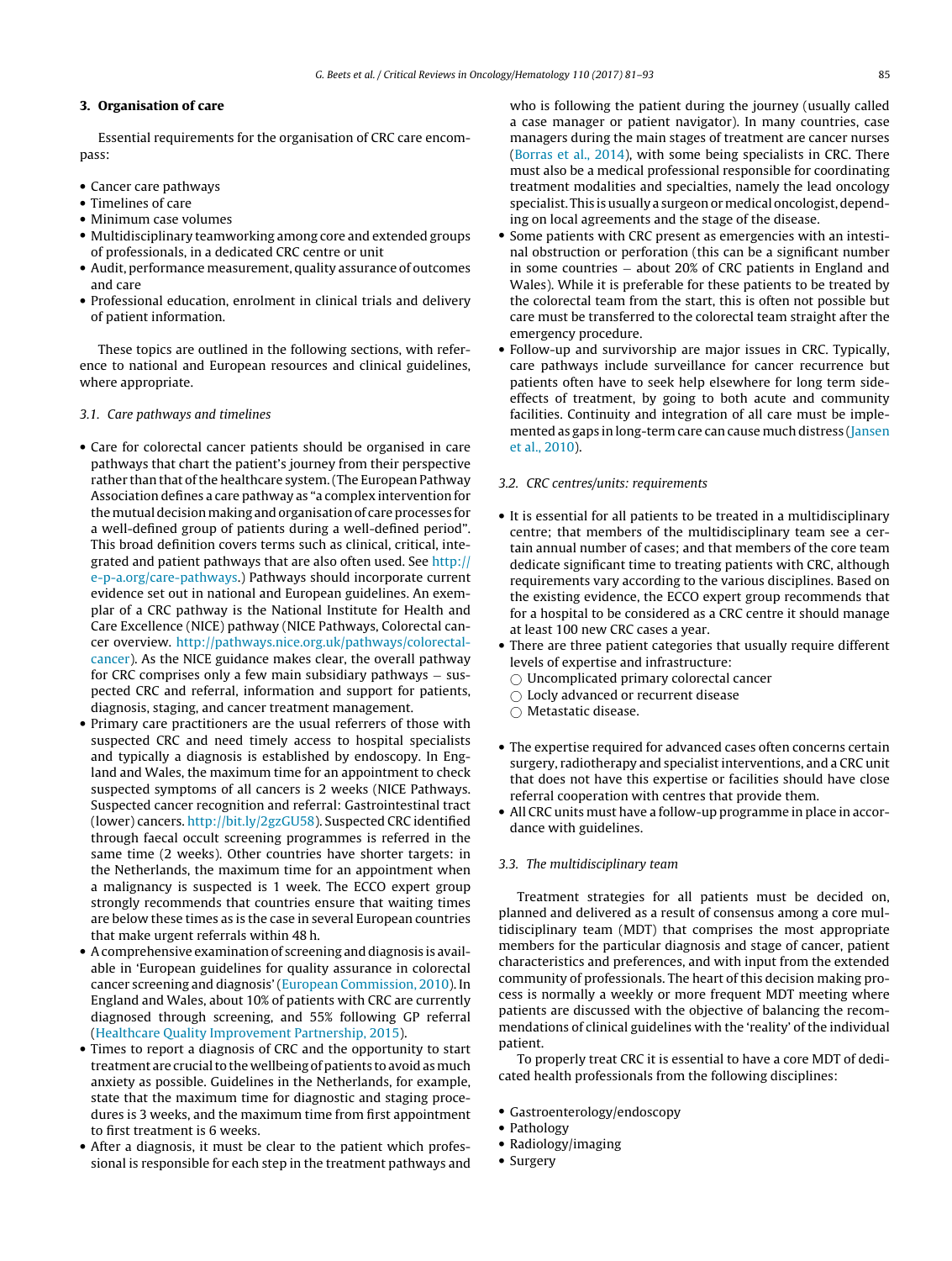## 3. Organisation of care

Essential requirements for the organisation of CRC care encompass:

- Cancer care pathways
- Timelines of care
- Minimum case volumes
- Multidisciplinary teamworking among core and extended groups of professionals, in a dedicated CRC centre or unit
- Audit, performance measurement, quality assurance of outcomes and care
- Professional education, enrolment in clinical trials and delivery of patient information.

These topics are outlined in the following sections, with reference to national and European resources and clinical guidelines, where appropriate.

### 3.1. Care pathways and timelines

- Care for colorectal cancer patients should be organised in care pathways that chart the patient's journey from their perspective rather than that of the healthcare system. (The European Pathway Association defines a care pathway as "a complex intervention for the mutual decision making and organisation of care processes for a well-defined group of patients during a well-defined period". This broad definition covers terms such as clinical, critical, integrated and patient pathways that are also often used. See http://e-p-a.org/care-pathways.) Pathways should incorporate current evidence set out in national and European guidelines. An exemplar of a CRC pathway is the National Institute for Health and Care Excellence (NICE) pathway (NICE Pathways, Colorectal cancer overview. http://pathways.nice.org.uk/pathways/colorectal-cancer). As the NICE guidance makes clear, the overall pathway for CRC comprises only a few main subsidiary pathways – suspected CRC and referral, information and support for patients, diagnosis, staging, and cancer treatment management.
- Primary care practitioners are the usual referrers of those with suspected CRC and need timely access to hospital specialists and typically a diagnosis is established by endoscopy. In England and Wales, the maximum time for an appointment to check suspected symptoms of all cancers is 2 weeks (NICE Pathways. Suspected cancer recognition and referral: Gastrointestinal tract (lower) cancers. http://bit.ly/2gzGU58). Suspected CRC identified through faecal occult screening programmes is referred in the same time (2 weeks). Other countries have shorter targets: in the Netherlands, the maximum time for an appointment when a malignancy is suspected is 1 week. The ECCO expert group strongly recommends that countries ensure that waiting times are below these times as is the case in several European countries that make urgent referrals within 48 h.
- A comprehensive examination of screening and diagnosis is available in 'European guidelines for quality assurance in colorectal cancer screening and diagnosis' (European Commission, 2010). In England and Wales, about 10% of patients with CRC are currently diagnosed through screening, and 55% following GP referral (Healthcare Quality Improvement Partnership, 2015).
- Times to report a diagnosis of CRC and the opportunity to start treatment are crucial to the wellbeing of patients to avoid as much anxiety as possible. Guidelines in the Netherlands, for example, state that the maximum time for diagnostic and staging procedures is 3 weeks, and the maximum time from first appointment to first treatment is 6 weeks.
- After a diagnosis, it must be clear to the patient which professional is responsible for each step in the treatment pathways and who is following the patient during the journey (usually called a case manager or patient navigator). In many countries, case managers during the main stages of treatment are cancer nurses (Borras et al., 2014), with some being specialists in CRC. There must also be a medical professional responsible for coordinating treatment modalities and specialties, namely the lead oncology specialist. This is usually a surgeon or medical oncologist, depending on local agreements and the stage of the disease.
- Some patients with CRC present as emergencies with an intestinal obstruction or perforation (this can be a significant number in some countries – about 20% of CRC patients in England and Wales). While it is preferable for these patients to be treated by the colorectal team from the start, this is often not possible but care must be transferred to the colorectal team straight after the emergency procedure.
- Follow-up and survivorship are major issues in CRC. Typically, care pathways include surveillance for cancer recurrence but patients often have to seek help elsewhere for long term side-effects of treatment, by going to both acute and community facilities. Continuity and integration of all care must be implemented as gaps in long-term care can cause much distress (Jansen et al., 2010).

### 3.2. CRC centres/units: requirements

- It is essential for all patients to be treated in a multidisciplinary centre; that members of the multidisciplinary team see a certain annual number of cases; and that members of the core team dedicate significant time to treating patients with CRC, although requirements vary according to the various disciplines. Based on the existing evidence, the ECCO expert group recommends that for a hospital to be considered as a CRC centre it should manage at least 100 new CRC cases a year.
- There are three patient categories that usually require different levels of expertise and infrastructure:
  - Uncomplicated primary colorectal cancer
  - Locly advanced or recurrent disease
  - Metastatic disease.
- The expertise required for advanced cases often concerns certain surgery, radiotherapy and specialist interventions, and a CRC unit that does not have this expertise or facilities should have close referral cooperation with centres that provide them.
- All CRC units must have a follow-up programme in place in accordance with guidelines.

### 3.3. The multidisciplinary team

Treatment strategies for all patients must be decided on, planned and delivered as a result of consensus among a core multidisciplinary team (MDT) that comprises the most appropriate members for the particular diagnosis and stage of cancer, patient characteristics and preferences, and with input from the extended community of professionals. The heart of this decision making process is normally a weekly or more frequent MDT meeting where patients are discussed with the objective of balancing the recommendations of clinical guidelines with the 'reality' of the individual patient.

To properly treat CRC it is essential to have a core MDT of dedicated health professionals from the following disciplines:

- Gastroenterology/endoscopy
- Pathology
- Radiology/imaging
- Surgery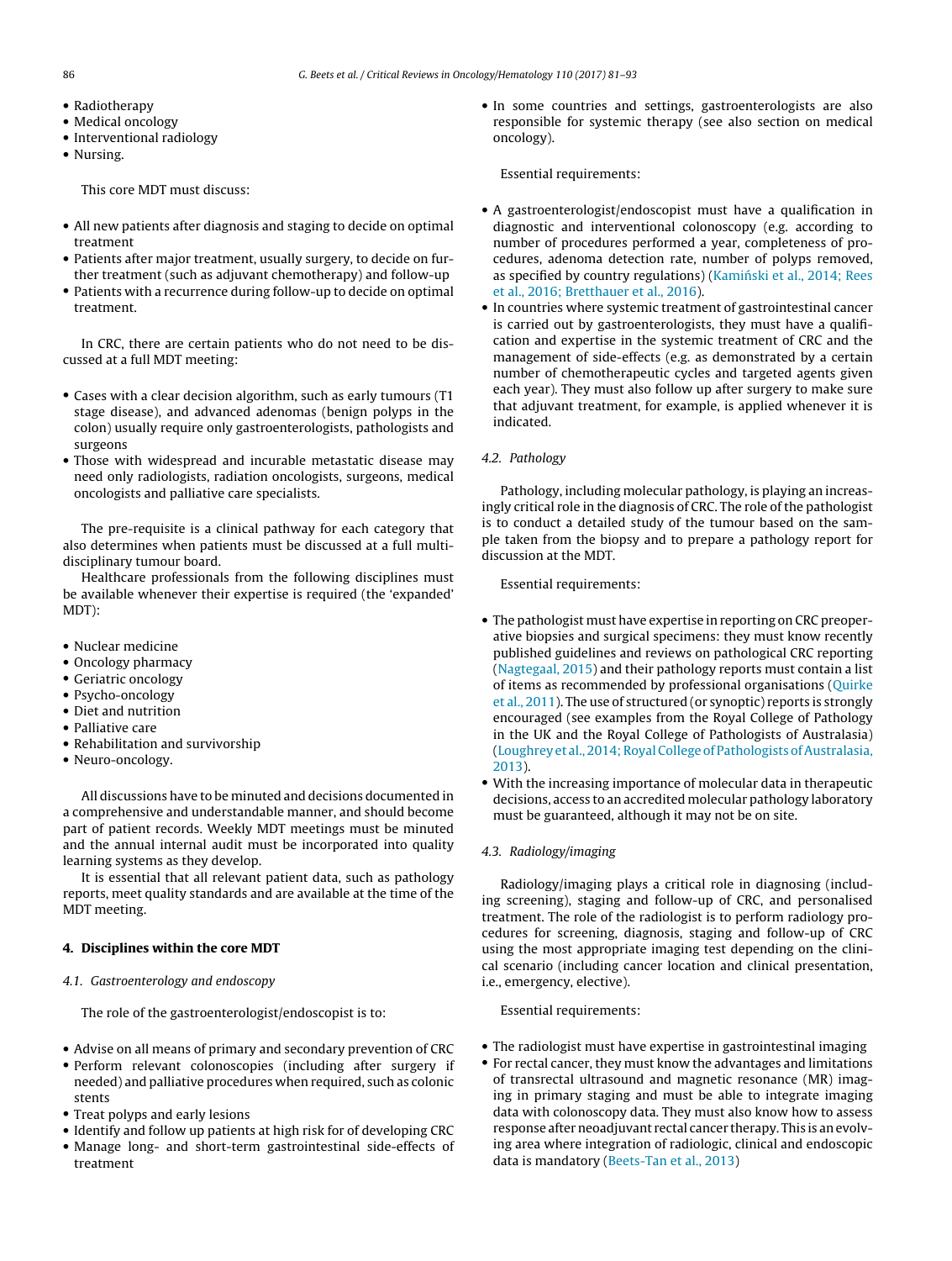- Radiotherapy
- Medical oncology
- Interventional radiology
- Nursing.

This core MDT must discuss:

- All new patients after diagnosis and staging to decide on optimal treatment
- Patients after major treatment, usually surgery, to decide on further treatment (such as adjuvant chemotherapy) and follow-up
- Patients with a recurrence during follow-up to decide on optimal treatment.

In CRC, there are certain patients who do not need to be discussed at a full MDT meeting:

- Cases with a clear decision algorithm, such as early tumours (T1 stage disease), and advanced adenomas (benign polyps in the colon) usually require only gastroenterologists, pathologists and surgeons
- Those with widespread and incurable metastatic disease may need only radiologists, radiation oncologists, surgeons, medical oncologists and palliative care specialists.

The pre-requisite is a clinical pathway for each category that also determines when patients must be discussed at a full multidisciplinary tumour board.

Healthcare professionals from the following disciplines must be available whenever their expertise is required (the 'expanded' MDT):

- Nuclear medicine
- Oncology pharmacy
- Geriatric oncology
- Psycho-oncology
- Diet and nutrition
- Palliative care
- Rehabilitation and survivorship
- Neuro-oncology.

All discussions have to be minuted and decisions documented in a comprehensive and understandable manner, and should become part of patient records. Weekly MDT meetings must be minuted and the annual internal audit must be incorporated into quality learning systems as they develop.

It is essential that all relevant patient data, such as pathology reports, meet quality standards and are available at the time of the MDT meeting.

## 4. Disciplines within the core MDT

### 4.1. Gastroenterology and endoscopy

The role of the gastroenterologist/endoscopist is to:

- Advise on all means of primary and secondary prevention of CRC
- Perform relevant colonoscopies (including after surgery if needed) and palliative procedures when required, such as colonic stents
- Treat polyps and early lesions
- Identify and follow up patients at high risk for of developing CRC
- Manage long- and short-term gastrointestinal side-effects of treatment
- In some countries and settings, gastroenterologists are also responsible for systemic therapy (see also section on medical oncology).

Essential requirements:

- A gastroenterologist/endoscopist must have a qualification in diagnostic and interventional colonoscopy (e.g. according to number of procedures performed a year, completeness of procedures, adenoma detection rate, number of polyps removed, as specified by country regulations) (Kamiński et al., 2014; Rees et al., 2016; Bretthauer et al., 2016).
- In countries where systemic treatment of gastrointestinal cancer is carried out by gastroenterologists, they must have a qualification and expertise in the systemic treatment of CRC and the management of side-effects (e.g. as demonstrated by a certain number of chemotherapeutic cycles and targeted agents given each year). They must also follow up after surgery to make sure that adjuvant treatment, for example, is applied whenever it is indicated.

### 4.2. Pathology

Pathology, including molecular pathology, is playing an increasingly critical role in the diagnosis of CRC. The role of the pathologist is to conduct a detailed study of the tumour based on the sample taken from the biopsy and to prepare a pathology report for discussion at the MDT.

Essential requirements:

- The pathologist must have expertise in reporting on CRC preoperative biopsies and surgical specimens: they must know recently published guidelines and reviews on pathological CRC reporting (Nagtegaal, 2015) and their pathology reports must contain a list of items as recommended by professional organisations (Quirke et al., 2011). The use of structured (or synoptic) reports is strongly encouraged (see examples from the Royal College of Pathology in the UK and the Royal College of Pathologists of Australasia) (Loughrey et al., 2014; Royal College of Pathologists of Australasia, 2013).
- With the increasing importance of molecular data in therapeutic decisions, access to an accredited molecular pathology laboratory must be guaranteed, although it may not be on site.

### 4.3. Radiology/imaging

Radiology/imaging plays a critical role in diagnosing (including screening), staging and follow-up of CRC, and personalised treatment. The role of the radiologist is to perform radiology procedures for screening, diagnosis, staging and follow-up of CRC using the most appropriate imaging test depending on the clinical scenario (including cancer location and clinical presentation, i.e., emergency, elective).

Essential requirements:

- The radiologist must have expertise in gastrointestinal imaging
- For rectal cancer, they must know the advantages and limitations of transrectal ultrasound and magnetic resonance (MR) imaging in primary staging and must be able to integrate imaging data with colonoscopy data. They must also know how to assess response after neoadjuvant rectal cancer therapy. This is an evolving area where integration of radiologic, clinical and endoscopic data is mandatory (Beets-Tan et al., 2013)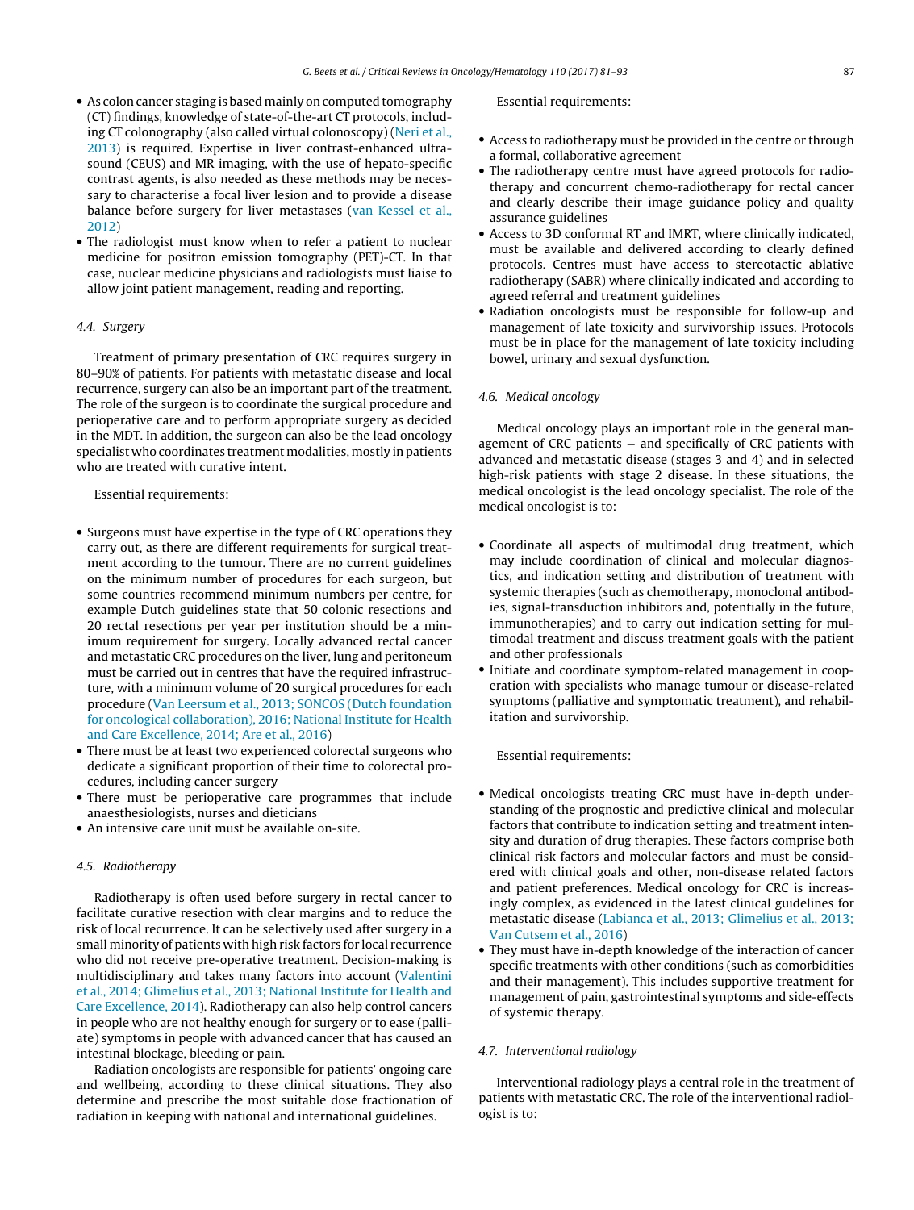- As colon cancer staging is based mainly on computed tomography (CT) findings, knowledge of state-of-the-art CT protocols, including CT colonography (also called virtual colonoscopy) (Neri et al., 2013) is required. Expertise in liver contrast-enhanced ultrasound (CEUS) and MR imaging, with the use of hepato-specific contrast agents, is also needed as these methods may be necessary to characterise a focal liver lesion and to provide a disease balance before surgery for liver metastases (van Kessel et al., 2012)
- The radiologist must know when to refer a patient to nuclear medicine for positron emission tomography (PET)-CT. In that case, nuclear medicine physicians and radiologists must liaise to allow joint patient management, reading and reporting.

### 4.4. Surgery

Treatment of primary presentation of CRC requires surgery in 80–90% of patients. For patients with metastatic disease and local recurrence, surgery can also be an important part of the treatment. The role of the surgeon is to coordinate the surgical procedure and perioperative care and to perform appropriate surgery as decided in the MDT. In addition, the surgeon can also be the lead oncology specialist who coordinates treatment modalities, mostly in patients who are treated with curative intent.

Essential requirements:

- Surgeons must have expertise in the type of CRC operations they carry out, as there are different requirements for surgical treatment according to the tumour. There are no current guidelines on the minimum number of procedures for each surgeon, but some countries recommend minimum numbers per centre, for example Dutch guidelines state that 50 colonic resections and 20 rectal resections per year per institution should be a minimum requirement for surgery. Locally advanced rectal cancer and metastatic CRC procedures on the liver, lung and peritoneum must be carried out in centres that have the required infrastructure, with a minimum volume of 20 surgical procedures for each procedure (Van Leersum et al., 2013; SONCOS (Dutch foundation for oncological collaboration), 2016; National Institute for Health and Care Excellence, 2014; Are et al., 2016)
- There must be at least two experienced colorectal surgeons who dedicate a significant proportion of their time to colorectal procedures, including cancer surgery
- There must be perioperative care programmes that include anaesthesiologists, nurses and dieticians
- An intensive care unit must be available on-site.

### 4.5. Radiotherapy

Radiotherapy is often used before surgery in rectal cancer to facilitate curative resection with clear margins and to reduce the risk of local recurrence. It can be selectively used after surgery in a small minority of patients with high risk factors for local recurrence who did not receive pre-operative treatment. Decision-making is multidisciplinary and takes many factors into account (Valentini et al., 2014; Glimelius et al., 2013; National Institute for Health and Care Excellence, 2014). Radiotherapy can also help control cancers in people who are not healthy enough for surgery or to ease (palliate) symptoms in people with advanced cancer that has caused an intestinal blockage, bleeding or pain.

Radiation oncologists are responsible for patients' ongoing care and wellbeing, according to these clinical situations. They also determine and prescribe the most suitable dose fractionation of radiation in keeping with national and international guidelines.

Essential requirements:

- Access to radiotherapy must be provided in the centre or through a formal, collaborative agreement
- The radiotherapy centre must have agreed protocols for radiotherapy and concurrent chemo-radiotherapy for rectal cancer and clearly describe their image guidance policy and quality assurance guidelines
- Access to 3D conformal RT and IMRT, where clinically indicated, must be available and delivered according to clearly defined protocols. Centres must have access to stereotactic ablative radiotherapy (SABR) where clinically indicated and according to agreed referral and treatment guidelines
- Radiation oncologists must be responsible for follow-up and management of late toxicity and survivorship issues. Protocols must be in place for the management of late toxicity including bowel, urinary and sexual dysfunction.

### 4.6. Medical oncology

Medical oncology plays an important role in the general management of CRC patients – and specifically of CRC patients with advanced and metastatic disease (stages 3 and 4) and in selected high-risk patients with stage 2 disease. In these situations, the medical oncologist is the lead oncology specialist. The role of the medical oncologist is to:

- Coordinate all aspects of multimodal drug treatment, which may include coordination of clinical and molecular diagnostics, and indication setting and distribution of treatment with systemic therapies (such as chemotherapy, monoclonal antibodies, signal-transduction inhibitors and, potentially in the future, immunotherapies) and to carry out indication setting for multimodal treatment and discuss treatment goals with the patient and other professionals
- Initiate and coordinate symptom-related management in cooperation with specialists who manage tumour or disease-related symptoms (palliative and symptomatic treatment), and rehabilitation and survivorship.

Essential requirements:

- Medical oncologists treating CRC must have in-depth understanding of the prognostic and predictive clinical and molecular factors that contribute to indication setting and treatment intensity and duration of drug therapies. These factors comprise both clinical risk factors and molecular factors and must be considered with clinical goals and other, non-disease related factors and patient preferences. Medical oncology for CRC is increasingly complex, as evidenced in the latest clinical guidelines for metastatic disease (Labianca et al., 2013; Glimelius et al., 2013; Van Cutsem et al., 2016)
- They must have in-depth knowledge of the interaction of cancer specific treatments with other conditions (such as comorbidities and their management). This includes supportive treatment for management of pain, gastrointestinal symptoms and side-effects of systemic therapy.

### 4.7. Interventional radiology

Interventional radiology plays a central role in the treatment of patients with metastatic CRC. The role of the interventional radiologist is to: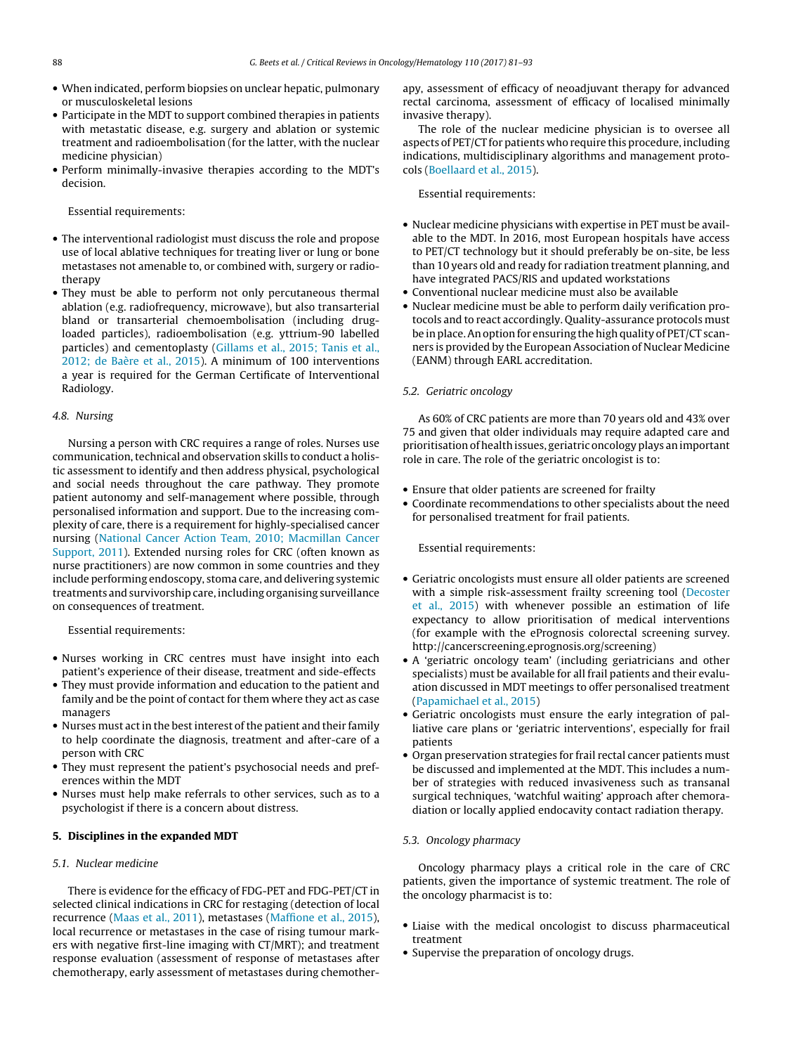- When indicated, perform biopsies on unclear hepatic, pulmonary or musculoskeletal lesions
- Participate in the MDT to support combined therapies in patients with metastatic disease, e.g. surgery and ablation or systemic treatment and radioembolisation (for the latter, with the nuclear medicine physician)
- Perform minimally-invasive therapies according to the MDT's decision.

Essential requirements:

- The interventional radiologist must discuss the role and propose use of local ablative techniques for treating liver or lung or bone metastases not amenable to, or combined with, surgery or radiotherapy
- They must be able to perform not only percutaneous thermal ablation (e.g. radiofrequency, microwave), but also transarterial bland or transarterial chemoembolisation (including drug-loaded particles), radioembolisation (e.g. yttrium-90 labelled particles) and cementoplasty (Gillams et al., 2015; Tanis et al., 2012; de Baère et al., 2015). A minimum of 100 interventions a year is required for the German Certificate of Interventional Radiology.

### 4.8. Nursing

Nursing a person with CRC requires a range of roles. Nurses use communication, technical and observation skills to conduct a holistic assessment to identify and then address physical, psychological and social needs throughout the care pathway. They promote patient autonomy and self-management where possible, through personalised information and support. Due to the increasing complexity of care, there is a requirement for highly-specialised cancer nursing (National Cancer Action Team, 2010; Macmillan Cancer Support, 2011). Extended nursing roles for CRC (often known as nurse practitioners) are now common in some countries and they include performing endoscopy, stoma care, and delivering systemic treatments and survivorship care, including organising surveillance on consequences of treatment.

Essential requirements:

- Nurses working in CRC centres must have insight into each patient's experience of their disease, treatment and side-effects
- They must provide information and education to the patient and family and be the point of contact for them where they act as case managers
- Nurses must act in the best interest of the patient and their family to help coordinate the diagnosis, treatment and after-care of a person with CRC
- They must represent the patient's psychosocial needs and preferences within the MDT
- Nurses must help make referrals to other services, such as to a psychologist if there is a concern about distress.

## 5. Disciplines in the expanded MDT

### 5.1. Nuclear medicine

There is evidence for the efficacy of FDG-PET and FDG-PET/CT in selected clinical indications in CRC for restaging (detection of local recurrence (Maas et al., 2011), metastases (Maffione et al., 2015), local recurrence or metastases in the case of rising tumour markers with negative first-line imaging with CT/MRT); and treatment response evaluation (assessment of response of metastases after chemotherapy, early assessment of metastases during chemotherapy, assessment of efficacy of neoadjuvant therapy for advanced rectal carcinoma, assessment of efficacy of localised minimally invasive therapy).

The role of the nuclear medicine physician is to oversee all aspects of PET/CT for patients who require this procedure, including indications, multidisciplinary algorithms and management protocols (Boellaard et al., 2015).

Essential requirements:

- Nuclear medicine physicians with expertise in PET must be available to the MDT. In 2016, most European hospitals have access to PET/CT technology but it should preferably be on-site, be less than 10 years old and ready for radiation treatment planning, and have integrated PACS/RIS and updated workstations
- Conventional nuclear medicine must also be available
- Nuclear medicine must be able to perform daily verification protocols and to react accordingly. Quality-assurance protocols must be in place. An option for ensuring the high quality of PET/CT scanners is provided by the European Association of Nuclear Medicine (EANM) through EARL accreditation.

### 5.2. Geriatric oncology

As 60% of CRC patients are more than 70 years old and 43% over 75 and given that older individuals may require adapted care and prioritisation of health issues, geriatric oncology plays an important role in care. The role of the geriatric oncologist is to:

- Ensure that older patients are screened for frailty
- Coordinate recommendations to other specialists about the need for personalised treatment for frail patients.

Essential requirements:

- Geriatric oncologists must ensure all older patients are screened with a simple risk-assessment frailty screening tool (Decoster et al., 2015) with whenever possible an estimation of life expectancy to allow prioritisation of medical interventions (for example with the ePrognosis colorectal screening survey. http://cancerscreening.eprognosis.org/screening)
- A 'geriatric oncology team' (including geriatricians and other specialists) must be available for all frail patients and their evaluation discussed in MDT meetings to offer personalised treatment (Papamichael et al., 2015)
- Geriatric oncologists must ensure the early integration of palliative care plans or 'geriatric interventions', especially for frail patients
- Organ preservation strategies for frail rectal cancer patients must be discussed and implemented at the MDT. This includes a number of strategies with reduced invasiveness such as transanal surgical techniques, 'watchful waiting' approach after chemoradiation or locally applied endocavity contact radiation therapy.

### 5.3. Oncology pharmacy

Oncology pharmacy plays a critical role in the care of CRC patients, given the importance of systemic treatment. The role of the oncology pharmacist is to:

- Liaise with the medical oncologist to discuss pharmaceutical treatment
- Supervise the preparation of oncology drugs.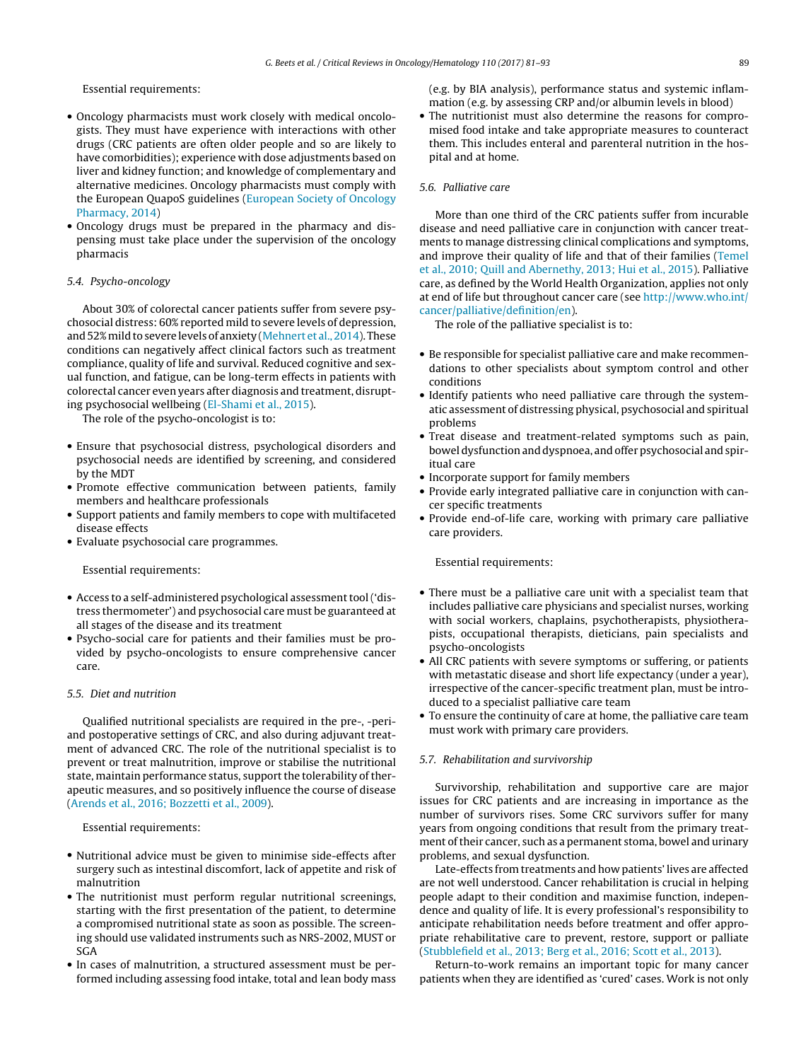Essential requirements:

- Oncology pharmacists must work closely with medical oncologists. They must have experience with interactions with other drugs (CRC patients are often older people and so are likely to have comorbidities); experience with dose adjustments based on liver and kidney function; and knowledge of complementary and alternative medicines. Oncology pharmacists must comply with the European QuapoS guidelines (European Society of Oncology Pharmacy, 2014)
- Oncology drugs must be prepared in the pharmacy and dispensing must take place under the supervision of the oncology pharmacis

### 5.4. Psycho-oncology

About 30% of colorectal cancer patients suffer from severe psychosocial distress: 60% reported mild to severe levels of depression, and 52% mild to severe levels of anxiety (Mehnert et al., 2014). These conditions can negatively affect clinical factors such as treatment compliance, quality of life and survival. Reduced cognitive and sexual function, and fatigue, can be long-term effects in patients with colorectal cancer even years after diagnosis and treatment, disrupting psychosocial wellbeing (El-Shami et al., 2015).

The role of the psycho-oncologist is to:

- Ensure that psychosocial distress, psychological disorders and psychosocial needs are identified by screening, and considered by the MDT
- Promote effective communication between patients, family members and healthcare professionals
- Support patients and family members to cope with multifaceted disease effects
- Evaluate psychosocial care programmes.

Essential requirements:

- Access to a self-administered psychological assessment tool ('distress thermometer') and psychosocial care must be guaranteed at all stages of the disease and its treatment
- Psycho-social care for patients and their families must be provided by psycho-oncologists to ensure comprehensive cancer care.

### 5.5. Diet and nutrition

Qualified nutritional specialists are required in the pre-, -peri- and postoperative settings of CRC, and also during adjuvant treatment of advanced CRC. The role of the nutritional specialist is to prevent or treat malnutrition, improve or stabilise the nutritional state, maintain performance status, support the tolerability of therapeutic measures, and so positively influence the course of disease (Arends et al., 2016; Bozzetti et al., 2009).

Essential requirements:

- Nutritional advice must be given to minimise side-effects after surgery such as intestinal discomfort, lack of appetite and risk of malnutrition
- The nutritionist must perform regular nutritional screenings, starting with the first presentation of the patient, to determine a compromised nutritional state as soon as possible. The screening should use validated instruments such as NRS-2002, MUST or SGA
- In cases of malnutrition, a structured assessment must be performed including assessing food intake, total and lean body mass (e.g. by BIA analysis), performance status and systemic inflammation (e.g. by assessing CRP and/or albumin levels in blood)
- The nutritionist must also determine the reasons for compromised food intake and take appropriate measures to counteract them. This includes enteral and parenteral nutrition in the hospital and at home.

### 5.6. Palliative care

More than one third of the CRC patients suffer from incurable disease and need palliative care in conjunction with cancer treatments to manage distressing clinical complications and symptoms, and improve their quality of life and that of their families (Temel et al., 2010; Quill and Abernethy, 2013; Hui et al., 2015). Palliative care, as defined by the World Health Organization, applies not only at end of life but throughout cancer care (see http://www.who.int/cancer/palliative/definition/en).

The role of the palliative specialist is to:

- Be responsible for specialist palliative care and make recommendations to other specialists about symptom control and other conditions
- Identify patients who need palliative care through the systematic assessment of distressing physical, psychosocial and spiritual problems
- Treat disease and treatment-related symptoms such as pain, bowel dysfunction and dyspnoea, and offer psychosocial and spiritual care
- Incorporate support for family members
- Provide early integrated palliative care in conjunction with cancer specific treatments
- Provide end-of-life care, working with primary care palliative care providers.

Essential requirements:

- There must be a palliative care unit with a specialist team that includes palliative care physicians and specialist nurses, working with social workers, chaplains, psychotherapists, physiotherapists, occupational therapists, dieticians, pain specialists and psycho-oncologists
- All CRC patients with severe symptoms or suffering, or patients with metastatic disease and short life expectancy (under a year), irrespective of the cancer-specific treatment plan, must be introduced to a specialist palliative care team
- To ensure the continuity of care at home, the palliative care team must work with primary care providers.

### 5.7. Rehabilitation and survivorship

Survivorship, rehabilitation and supportive care are major issues for CRC patients and are increasing in importance as the number of survivors rises. Some CRC survivors suffer for many years from ongoing conditions that result from the primary treatment of their cancer, such as a permanent stoma, bowel and urinary problems, and sexual dysfunction.

Late-effects from treatments and how patients' lives are affected are not well understood. Cancer rehabilitation is crucial in helping people adapt to their condition and maximise function, independence and quality of life. It is every professional's responsibility to anticipate rehabilitation needs before treatment and offer appropriate rehabilitative care to prevent, restore, support or palliate (Stubblefield et al., 2013; Berg et al., 2016; Scott et al., 2013).

Return-to-work remains an important topic for many cancer patients when they are identified as 'cured' cases. Work is not only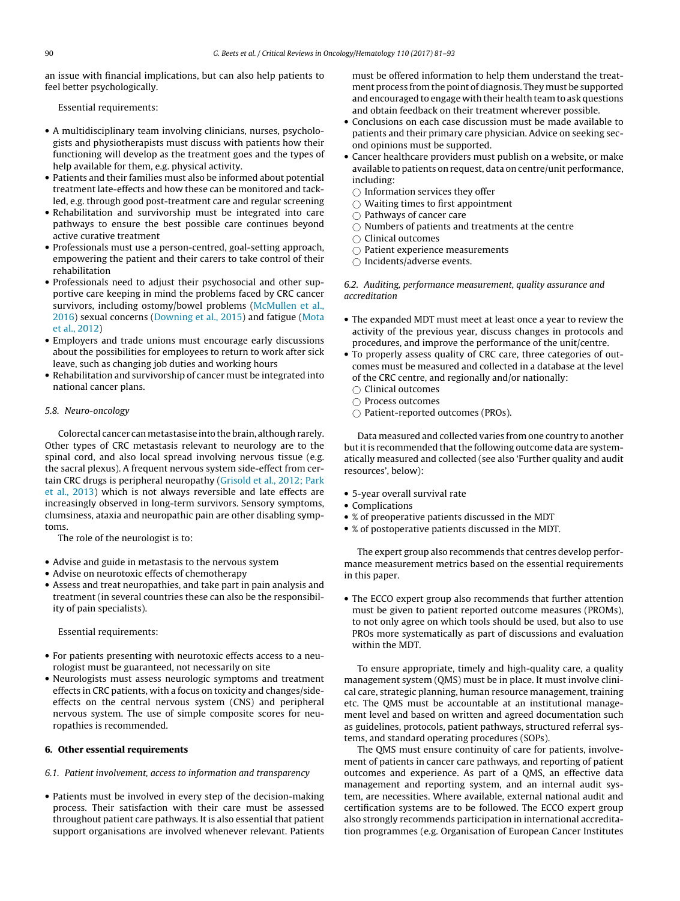an issue with financial implications, but can also help patients to feel better psychologically.

Essential requirements:

- A multidisciplinary team involving clinicians, nurses, psychologists and physiotherapists must discuss with patients how their functioning will develop as the treatment goes and the types of help available for them, e.g. physical activity.
- Patients and their families must also be informed about potential treatment late-effects and how these can be monitored and tackled, e.g. through good post-treatment care and regular screening
- Rehabilitation and survivorship must be integrated into care pathways to ensure the best possible care continues beyond active curative treatment
- Professionals must use a person-centred, goal-setting approach, empowering the patient and their carers to take control of their rehabilitation
- Professionals need to adjust their psychosocial and other supportive care keeping in mind the problems faced by CRC cancer survivors, including ostomy/bowel problems (McMullen et al., 2016) sexual concerns (Downing et al., 2015) and fatigue (Mota et al., 2012)
- Employers and trade unions must encourage early discussions about the possibilities for employees to return to work after sick leave, such as changing job duties and working hours
- Rehabilitation and survivorship of cancer must be integrated into national cancer plans.

### 5.8. Neuro-oncology

Colorectal cancer can metastasise into the brain, although rarely. Other types of CRC metastasis relevant to neurology are to the spinal cord, and also local spread involving nervous tissue (e.g. the sacral plexus). A frequent nervous system side-effect from certain CRC drugs is peripheral neuropathy (Grisold et al., 2012; Park et al., 2013) which is not always reversible and late effects are increasingly observed in long-term survivors. Sensory symptoms, clumsiness, ataxia and neuropathic pain are other disabling symptoms.

The role of the neurologist is to:

- Advise and guide in metastasis to the nervous system
- Advise on neurotoxic effects of chemotherapy
- Assess and treat neuropathies, and take part in pain analysis and treatment (in several countries these can also be the responsibility of pain specialists).

Essential requirements:

- For patients presenting with neurotoxic effects access to a neurologist must be guaranteed, not necessarily on site
- Neurologists must assess neurologic symptoms and treatment effects in CRC patients, with a focus on toxicity and changes/side-effects on the central nervous system (CNS) and peripheral nervous system. The use of simple composite scores for neuropathies is recommended.

## 6. Other essential requirements

### 6.1. Patient involvement, access to information and transparency

- Patients must be involved in every step of the decision-making process. Their satisfaction with their care must be assessed throughout patient care pathways. It is also essential that patient support organisations are involved whenever relevant. Patients must be offered information to help them understand the treatment process from the point of diagnosis. They must be supported and encouraged to engage with their health team to ask questions and obtain feedback on their treatment wherever possible.
- Conclusions on each case discussion must be made available to patients and their primary care physician. Advice on seeking second opinions must be supported.
- Cancer healthcare providers must publish on a website, or make available to patients on request, data on centre/unit performance, including:
  - Information services they offer
  - Waiting times to first appointment
  - Pathways of cancer care
  - Numbers of patients and treatments at the centre
  - Clinical outcomes
  - Patient experience measurements
  - Incidents/adverse events.

### 6.2. Auditing, performance measurement, quality assurance and accreditation

- The expanded MDT must meet at least once a year to review the activity of the previous year, discuss changes in protocols and procedures, and improve the performance of the unit/centre.
- To properly assess quality of CRC care, three categories of outcomes must be measured and collected in a database at the level of the CRC centre, and regionally and/or nationally:
  - Clinical outcomes
  - Process outcomes
  - Patient-reported outcomes (PROs).

Data measured and collected varies from one country to another but it is recommended that the following outcome data are systematically measured and collected (see also 'Further quality and audit resources', below):

- 5-year overall survival rate
- Complications
- % of preoperative patients discussed in the MDT
- % of postoperative patients discussed in the MDT.

The expert group also recommends that centres develop performance measurement metrics based on the essential requirements in this paper.

- The ECCO expert group also recommends that further attention must be given to patient reported outcome measures (PROMs), to not only agree on which tools should be used, but also to use PROs more systematically as part of discussions and evaluation within the MDT.

To ensure appropriate, timely and high-quality care, a quality management system (QMS) must be in place. It must involve clinical care, strategic planning, human resource management, training etc. The QMS must be accountable at an institutional management level and based on written and agreed documentation such as guidelines, protocols, patient pathways, structured referral systems, and standard operating procedures (SOPs).

The QMS must ensure continuity of care for patients, involvement of patients in cancer care pathways, and reporting of patient outcomes and experience. As part of a QMS, an effective data management and reporting system, and an internal audit system, are necessities. Where available, external national audit and certification systems are to be followed. The ECCO expert group also strongly recommends participation in international accreditation programmes (e.g. Organisation of European Cancer Institutes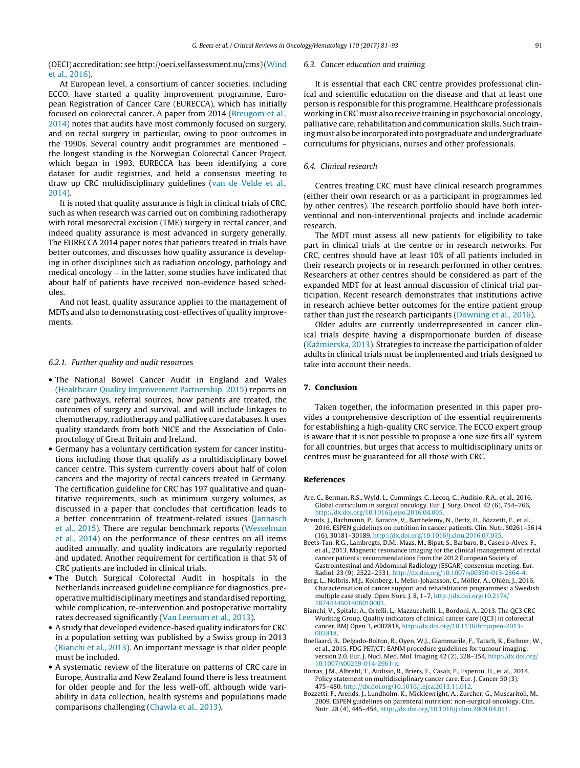(OECI) accreditation: see http://oeci.selfassessment.nu/cms) (Wind et al., 2016).

At European level, a consortium of cancer societies, including ECCO, have started a quality improvement programme, European Registration of Cancer Care (EURECCA), which has initially focused on colorectal cancer. A paper from 2014 (Breugom et al., 2014) notes that audits have most commonly focused on surgery, and on rectal surgery in particular, owing to poor outcomes in the 1990s. Several country audit programmes are mentioned – the longest standing is the Norwegian Colorectal Cancer Project, which began in 1993. EURECCA has been identifying a core dataset for audit registries, and held a consensus meeting to draw up CRC multidisciplinary guidelines (van de Velde et al., 2014).

It is noted that quality assurance is high in clinical trials of CRC, such as when research was carried out on combining radiotherapy with total mesorectal excision (TME) surgery in rectal cancer, and indeed quality assurance is most advanced in surgery generally. The EURECCA 2014 paper notes that patients treated in trials have better outcomes, and discusses how quality assurance is developing in other disciplines such as radiation oncology, pathology and medical oncology – in the latter, some studies have indicated that about half of patients have received non-evidence based schedules.

And not least, quality assurance applies to the management of MDTs and also to demonstrating cost-effectives of quality improvements.

#### 6.2.1. Further quality and audit resources

- The National Bowel Cancer Audit in England and Wales (Healthcare Quality Improvement Partnership, 2015) reports on care pathways, referral sources, how patients are treated, the outcomes of surgery and survival, and will include linkages to chemotherapy, radiotherapy and palliative care databases. It uses quality standards from both NICE and the Association of Coloproctology of Great Britain and Ireland.
- Germany has a voluntary certification system for cancer institutions including those that qualify as a multidisciplinary bowel cancer centre. This system currently covers about half of colon cancers and the majority of rectal cancers treated in Germany. The certification guideline for CRC has 197 qualitative and quantitative requirements, such as minimum surgery volumes, as discussed in a paper that concludes that certification leads to a better concentration of treatment-related issues (Jannasch et al., 2015). There are regular benchmark reports (Wesselman et al., 2014) on the performance of these centres on all items audited annually, and quality indicators are regularly reported and updated. Another requirement for certification is that 5% of CRC patients are included in clinical trials.
- The Dutch Surgical Colorectal Audit in hospitals in the Netherlands increased guideline compliance for diagnostics, preoperative multidisciplinary meetings and standardised reporting, while complication, re-intervention and postoperative mortality rates decreased significantly (Van Leersum et al., 2013).
- A study that developed evidence-based quality indicators for CRC in a population setting was published by a Swiss group in 2013 (Bianchi et al., 2013). An important message is that older people must be included.
- A systematic review of the literature on patterns of CRC care in Europe, Australia and New Zealand found there is less treatment for older people and for the less well-off, although wide variability in data collection, health systems and populations made comparisons challenging (Chawla et al., 2013).

### 6.3. Cancer education and training

It is essential that each CRC centre provides professional clinical and scientific education on the disease and that at least one person is responsible for this programme. Healthcare professionals working in CRC must also receive training in psychosocial oncology, palliative care, rehabilitation and communication skills. Such training must also be incorporated into postgraduate and undergraduate curriculums for physicians, nurses and other professionals.

### 6.4. Clinical research

Centres treating CRC must have clinical research programmes (either their own research or as a participant in programmes led by other centres). The research portfolio should have both interventional and non-interventional projects and include academic research.

The MDT must assess all new patients for eligibility to take part in clinical trials at the centre or in research networks. For CRC, centres should have at least 10% of all patients included in their research projects or in research performed in other centres. Researchers at other centres should be considered as part of the expanded MDT for at least annual discussion of clinical trial participation. Recent research demonstrates that institutions active in research achieve better outcomes for the entire patient group rather than just the research participants (Downing et al., 2016).

Older adults are currently underrepresented in cancer clinical trials despite having a disproportionate burden of disease (Kaźmierska, 2013). Strategies to increase the participation of older adults in clinical trials must be implemented and trials designed to take into account their needs.

## 7. Conclusion

Taken together, the information presented in this paper provides a comprehensive description of the essential requirements for establishing a high-quality CRC service. The ECCO expert group is aware that it is not possible to propose a 'one size fits all' system for all countries, but urges that access to multidisciplinary units or centres must be guaranteed for all those with CRC.

## References

Are, C., Berman, R.S., Wyld, L., Cummings, C., Lecoq, C., Audisio, R.A., et al., 2016. Global curriculum in surgical oncology. Eur. J. Surg. Oncol. 42 (6), 754–766, http://dx.doi.org/10.1016/j.ejso.2016.04.005.

Arends, J., Bachmann, P., Baracos, V., Barthelemy, N., Bertz, H., Bozzetti, F., et al., 2016. ESPEN guidelines on nutrition in cancer patients. Clin. Nutr. S0261–5614 (16), 30181–30189, http://dx.doi.org/10.1016/j.clnu.2016.07.015.

Beets-Tan, R.G., Lambregts, D.M., Maas, M., Bipat, S., Barbaro, B., Caseiro-Alves, F., et al., 2013. Magnetic resonance imaging for the clinical management of rectal cancer patients: recommendations from the 2012 European Society of Gastrointestinal and Abdominal Radiology (ESGAR) consensus meeting. Eur. Radiol. 23 (9), 2522–2531, http://dx.doi.org/10.1007/s00330-013-2864-4.

Berg, L., Nolbris, M.J., Koinberg, I., Melin-Johansson, C., Möller, A., Ohlén, J., 2016. Characterisation of cancer support and rehabilitation programmes: a Swedish multiple case study. Open Nurs. J. 8, 1–7, http://dx.doi.org/10.2174/1874434601408010001.

Bianchi, V., Spitale, A., Ortelli, L., Mazzucchelli, L., Bordoni, A., 2013. The QC3 CRC Working Group. Quality indicators of clinical cancer care (QC3) in colorectal cancer. BMJ Open 3, e002818, http://dx.doi.org/10.1136/bmjopen-2013-002818.

Boellaard, R., Delgado-Bolton, R., Oyen, W.J., Giammarile, F., Tatsch, K., Eschner, W., et al., 2015. FDG PET/CT: EANM procedure guidelines for tumour imaging: version 2.0. Eur. J. Nucl. Med. Mol. Imaging 42 (2), 328–354, http://dx.doi.org/10.1007/s00259-014-2961-x.

Borras, J.M., Albreht, T., Audisio, R., Briers, E., Casali, P., Esperou, H., et al., 2014. Policy statement on multidisciplinary cancer care. Eur. J. Cancer 50 (3), 475–480, http://dx.doi.org/10.1016/j.ejca.2013.11.012.

Bozzetti, F., Arends, J., Lundholm, K., Micklewright, A., Zurcher, G., Muscaritoli, M., 2009. ESPEN guidelines on parenteral nutrition: non-surgical oncology. Clin. Nutr. 28 (4), 445–454, http://dx.doi.org/10.1016/j.clnu.2009.04.011.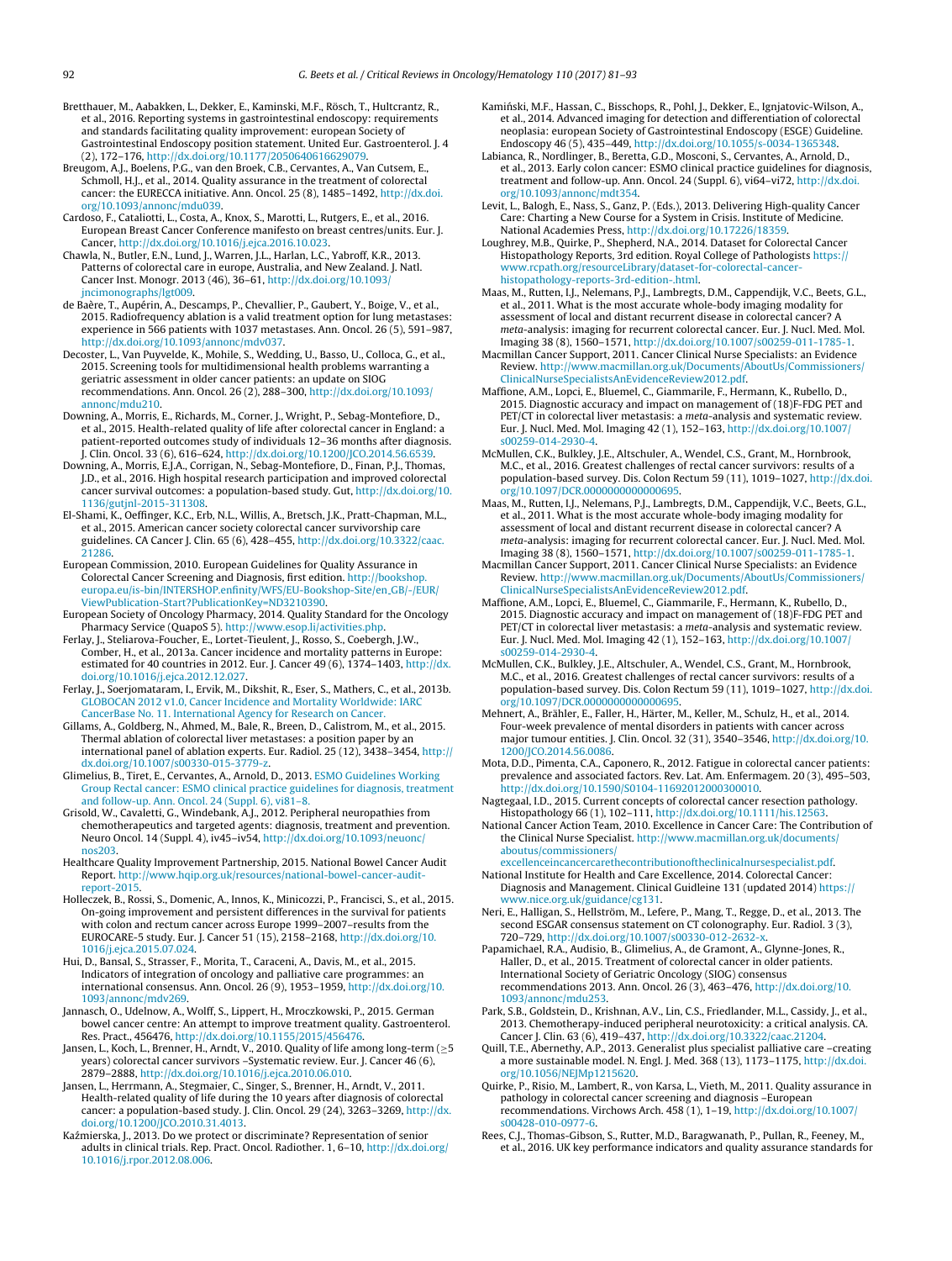Bretthauer, M., Aabakken, L., Dekker, E., Kaminski, M.F., Rösch, T., Hultcrantz, R., et al., 2016. Reporting systems in gastrointestinal endoscopy: requirements and standards facilitating quality improvement: european Society of Gastrointestinal Endoscopy position statement. United Eur. Gastroenterol. J. 4 (2), 172–176, http://dx.doi.org/10.1177/2050640616629079.

Breugom, A.J., Boelens, P.G., van den Broek, C.B., Cervantes, A., Van Cutsem, E., Schmoll, H.J., et al., 2014. Quality assurance in the treatment of colorectal cancer: the EURECCA initiative. Ann. Oncol. 25 (8), 1485–1492, http://dx.doi.org/10.1093/annonc/mdu039.

Cardoso, F., Cataliotti, L., Costa, A., Knox, S., Marotti, L., Rutgers, E., et al., 2016. European Breast Cancer Conference manifesto on breast centres/units. Eur. J. Cancer, http://dx.doi.org/10.1016/j.ejca.2016.10.023.

Chawla, N., Butler, E.N., Lund, J., Warren, J.L., Harlan, L.C., Yabroff, K.R., 2013. Patterns of colorectal care in europe, Australia, and New Zealand. J. Natl. Cancer Inst. Monogr. 2013 (46), 36–61, http://dx.doi.org/10.1093/jncimonographs/lgt009.

de Baère, T., Aupérin, A., Descamps, P., Chevallier, P., Gaubert, Y., Boige, V., et al., 2015. Radiofrequency ablation is a valid treatment option for lung metastases: experience in 566 patients with 1037 metastases. Ann. Oncol. 26 (5), 591–987, http://dx.doi.org/10.1093/annonc/mdv037.

Decoster, L., Van Puyvelde, K., Mohile, S., Wedding, U., Basso, U., Colloca, G., et al., 2015. Screening tools for multidimensional health problems warranting a geriatric assessment in older cancer patients: an update on SIOG recommendations. Ann. Oncol. 26 (2), 288–300, http://dx.doi.org/10.1093/annonc/mdu210.

Downing, A., Morris, E., Richards, M., Corner, J., Wright, P., Sebag-Montefiore, D., et al., 2015. Health-related quality of life after colorectal cancer in England: a patient-reported outcomes study of individuals 12–36 months after diagnosis. J. Clin. Oncol. 33 (6), 616–624, http://dx.doi.org/10.1200/JCO.2014.56.6539.

Downing, A., Morris, E.J.A., Corrigan, N., Sebag-Montefiore, D., Finan, P.J., Thomas, J.D., et al., 2016. High hospital research participation and improved colorectal cancer survival outcomes: a population-based study. Gut, http://dx.doi.org/10.1136/gutjnl-2015-311308.

El-Shami, K., Oeffinger, K.C., Erb, N.L., Willis, A., Bretsch, J.K., Pratt-Chapman, M.L., et al., 2015. American cancer society colorectal cancer survivorship care guidelines. CA Cancer J. Clin. 65 (6), 428–455, http://dx.doi.org/10.3322/caac.21286.

European Commission, 2010. European Guidelines for Quality Assurance in Colorectal Cancer Screening and Diagnosis, first edition. http://bookshop.europa.eu/is-bin/INTERSHOP.enfinity/WFS/EU-Bookshop-Site/en_GB/-/EUR/ViewPublication-Start?PublicationKey=ND3210390.

European Society of Oncology Pharmacy, 2014. Quality Standard for the Oncology Pharmacy Service (QuapoS 5). http://www.esop.li/activities.php.

Ferlay, J., Steliarova-Foucher, E., Lortet-Tieulent, J., Rosso, S., Coebergh, J.W., Comber, H., et al., 2013a. Cancer incidence and mortality patterns in Europe: estimated for 40 countries in 2012. Eur. J. Cancer 49 (6), 1374–1403, http://dx.doi.org/10.1016/j.ejca.2012.12.027.

Ferlay, J., Soerjomataram, I., Ervik, M., Dikshit, R., Eser, S., Mathers, C., et al., 2013b. GLOBOCAN 2012 v1.0, Cancer Incidence and Mortality Worldwide: IARC CancerBase No. 11. International Agency for Research on Cancer.

Gillams, A., Goldberg, N., Ahmed, M., Bale, R., Breen, D., Calistrom, M., et al., 2015. Thermal ablation of colorectal liver metastases: a position paper by an international panel of ablation experts. Eur. Radiol. 25 (12), 3438–3454, http://dx.doi.org/10.1007/s00330-015-3779-z.

Glimelius, B., Tiret, E., Cervantes, A., Arnold, D., 2013. ESMO Guidelines Working Group Rectal cancer: ESMO clinical practice guidelines for diagnosis, treatment and follow-up. Ann. Oncol. 24 (Suppl. 6), vi81–8.

Grisold, W., Cavaletti, G., Windebank, A.J., 2012. Peripheral neuropathies from chemotherapeutics and targeted agents: diagnosis, treatment and prevention. Neuro Oncol. 14 (Suppl. 4), iv45–iv54, http://dx.doi.org/10.1093/neuonc/nos203.

Healthcare Quality Improvement Partnership, 2015. National Bowel Cancer Audit Report. http://www.hqip.org.uk/resources/national-bowel-cancer-audit-report-2015.

Holleczek, B., Rossi, S., Domenic, A., Innos, K., Minicozzi, P., Francisci, S., et al., 2015. On-going improvement and persistent differences in the survival for patients with colon and rectum cancer across Europe 1999–2007–results from the EUROCARE-5 study. Eur. J. Cancer 51 (15), 2158–2168, http://dx.doi.org/10.1016/j.ejca.2015.07.024.

Hui, D., Bansal, S., Strasser, F., Morita, T., Caraceni, A., Davis, M., et al., 2015. Indicators of integration of oncology and palliative care programmes: an international consensus. Ann. Oncol. 26 (9), 1953–1959, http://dx.doi.org/10.1093/annonc/mdv269.

Jannasch, O., Udelnow, A., Wolff, S., Lippert, H., Mroczkowski, P., 2015. German bowel cancer centre: An attempt to improve treatment quality. Gastroenterol. Res. Pract., 456476, http://dx.doi.org/10.1155/2015/456476.

Jansen, L., Koch, L., Brenner, H., Arndt, V., 2010. Quality of life among long-term (≥5 years) colorectal cancer survivors –Systematic review. Eur. J. Cancer 46 (6), 2879–2888, http://dx.doi.org/10.1016/j.ejca.2010.06.010.

Jansen, L., Herrmann, A., Stegmaier, C., Singer, S., Brenner, H., Arndt, V., 2011. Health-related quality of life during the 10 years after diagnosis of colorectal cancer: a population-based study. J. Clin. Oncol. 29 (24), 3263–3269, http://dx.doi.org/10.1200/JCO.2010.31.4013.

Kaźmierska, J., 2013. Do we protect or discriminate? Representation of senior adults in clinical trials. Rep. Pract. Oncol. Radiother. 1, 6–10, http://dx.doi.org/10.1016/j.rpor.2012.08.006.

Kamiński, M.F., Hassan, C., Bisschops, R., Pohl, J., Dekker, E., Ignjatovic-Wilson, A., et al., 2014. Advanced imaging for detection and differentiation of colorectal neoplasia: european Society of Gastrointestinal Endoscopy (ESGE) Guideline. Endoscopy 46 (5), 435–449, http://dx.doi.org/10.1055/s-0034-1365348.

Labianca, R., Nordlinger, B., Beretta, G.D., Mosconi, S., Cervantes, A., Arnold, D., et al., 2013. Early colon cancer: ESMO clinical practice guidelines for diagnosis, treatment and follow-up. Ann. Oncol. 24 (Suppl. 6), vi64–vi72, http://dx.doi.org/10.1093/annonc/mdt354.

Levit, L., Balogh, E., Nass, S., Ganz, P. (Eds.), 2013. Delivering High-quality Cancer Care: Charting a New Course for a System in Crisis. Institute of Medicine. National Academies Press, http://dx.doi.org/10.17226/18359.

Loughrey, M.B., Quirke, P., Shepherd, N.A., 2014. Dataset for Colorectal Cancer Histopathology Reports, 3rd edition. Royal College of Pathologists https://www.rcpath.org/resourceLibrary/dataset-for-colorectal-cancer-histopathology-reports-3rd-edition-.html.

Maas, M., Rutten, I.J., Nelemans, P.J., Lambregts, D.M., Cappendijk, V.C., Beets, G.L., et al., 2011. What is the most accurate whole-body imaging modality for assessment of local and distant recurrent disease in colorectal cancer? A *meta*-analysis: imaging for recurrent colorectal cancer. Eur. J. Nucl. Med. Mol. Imaging 38 (8), 1560–1571, http://dx.doi.org/10.1007/s00259-011-1785-1.

Macmillan Cancer Support, 2011. Cancer Clinical Nurse Specialists: an Evidence Review. http://www.macmillan.org.uk/Documents/AboutUs/Commissioners/ClinicalNurseSpecialistsAnEvidenceReview2012.pdf.

Maffione, A.M., Lopci, E., Bluemel, C., Giammarile, F., Hermann, K., Rubello, D., 2015. Diagnostic accuracy and impact on management of (18)F-FDG PET and PET/CT in colorectal liver metastasis: a *meta*-analysis and systematic review. Eur. J. Nucl. Med. Mol. Imaging 42 (1), 152–163, http://dx.doi.org/10.1007/s00259-014-2930-4.

McMullen, C.K., Bulkley, J.E., Altschuler, A., Wendel, C.S., Grant, M., Hornbrook, M.C., et al., 2016. Greatest challenges of rectal cancer survivors: results of a population-based survey. Dis. Colon Rectum 59 (11), 1019–1027, http://dx.doi.org/10.1097/DCR.0000000000000695.

Maas, M., Rutten, I.J., Nelemans, P.J., Lambregts, D.M., Cappendijk, V.C., Beets, G.L., et al., 2011. What is the most accurate whole-body imaging modality for assessment of local and distant recurrent disease in colorectal cancer? A *meta*-analysis: imaging for recurrent colorectal cancer. Eur. J. Nucl. Med. Mol. Imaging 38 (8), 1560–1571, http://dx.doi.org/10.1007/s00259-011-1785-1.

Macmillan Cancer Support, 2011. Cancer Clinical Nurse Specialists: an Evidence Review. http://www.macmillan.org.uk/Documents/AboutUs/Commissioners/ClinicalNurseSpecialistsAnEvidenceReview2012.pdf.

Maffione, A.M., Lopci, E., Bluemel, C., Giammarile, F., Hermann, K., Rubello, D., 2015. Diagnostic accuracy and impact on management of (18)F-FDG PET and PET/CT in colorectal liver metastasis: a *meta*-analysis and systematic review. Eur. J. Nucl. Med. Mol. Imaging 42 (1), 152–163, http://dx.doi.org/10.1007/s00259-014-2930-4.

McMullen, C.K., Bulkley, J.E., Altschuler, A., Wendel, C.S., Grant, M., Hornbrook, M.C., et al., 2016. Greatest challenges of rectal cancer survivors: results of a population-based survey. Dis. Colon Rectum 59 (11), 1019–1027, http://dx.doi.org/10.1097/DCR.0000000000000695.

Mehnert, A., Brähler, E., Faller, H., Härter, M., Keller, M., Schulz, H., et al., 2014. Four-week prevalence of mental disorders in patients with cancer across major tumour entities. J. Clin. Oncol. 32 (31), 3540–3546, http://dx.doi.org/10.1200/JCO.2014.56.0086.

Mota, D.D., Pimenta, C.A., Caponero, R., 2012. Fatigue in colorectal cancer patients: prevalence and associated factors. Rev. Lat. Am. Enfermagem. 20 (3), 495–503, http://dx.doi.org/10.1590/S0104-11692012000300010.

Nagtegaal, I.D., 2015. Current concepts of colorectal cancer resection pathology. Histopathology 66 (1), 102–111, http://dx.doi.org/10.1111/his.12563.

National Cancer Action Team, 2010. Excellence in Cancer Care: The Contribution of the Clinical Nurse Specialist. http://www.macmillan.org.uk/documents/aboutus/commissioners/excellenceincancercarethecontributionoftheclinicalnursespecialist.pdf.

National Institute for Health and Care Excellence, 2014. Colorectal Cancer: Diagnosis and Management. Clinical Guideline 131 (updated 2014) https://www.nice.org.uk/guidance/cg131.

Neri, E., Halligan, S., Hellström, M., Lefere, P., Mang, T., Regge, D., et al., 2013. The second ESGAR consensus statement on CT colonography. Eur. Radiol. 3 (3), 720–729, http://dx.doi.org/10.1007/s00330-012-2632-x.

Papamichael, R.A., Audisio, B., Glimelius, A., de Gramont, A., Glynne-Jones, R., Haller, D., et al., 2015. Treatment of colorectal cancer in older patients. International Society of Geriatric Oncology (SIOG) consensus recommendations 2013. Ann. Oncol. 26 (3), 463–476, http://dx.doi.org/10.1093/annonc/mdu253.

Park, S.B., Goldstein, D., Krishnan, A.V., Lin, C.S., Friedlander, M.L., Cassidy, J., et al., 2013. Chemotherapy-induced peripheral neurotoxicity: a critical analysis. CA. Cancer J. Clin. 63 (6), 419–437, http://dx.doi.org/10.3322/caac.21204.

Quill, T.E., Abernethy, A.P., 2013. Generalist plus specialist palliative care –creating a more sustainable model. N. Engl. J. Med. 368 (13), 1173–1175, http://dx.doi.org/10.1056/NEJMp1215620.

Quirke, P., Risio, M., Lambert, R., von Karsa, L., Vieth, M., 2011. Quality assurance in pathology in colorectal cancer screening and diagnosis –European recommendations. Virchows Arch. 458 (1), 1–19, http://dx.doi.org/10.1007/s00428-010-0977-6.

Rees, C.J., Thomas-Gibson, S., Rutter, M.D., Baragwanath, P., Pullan, R., Feeney, M., et al., 2016. UK key performance indicators and quality assurance standards for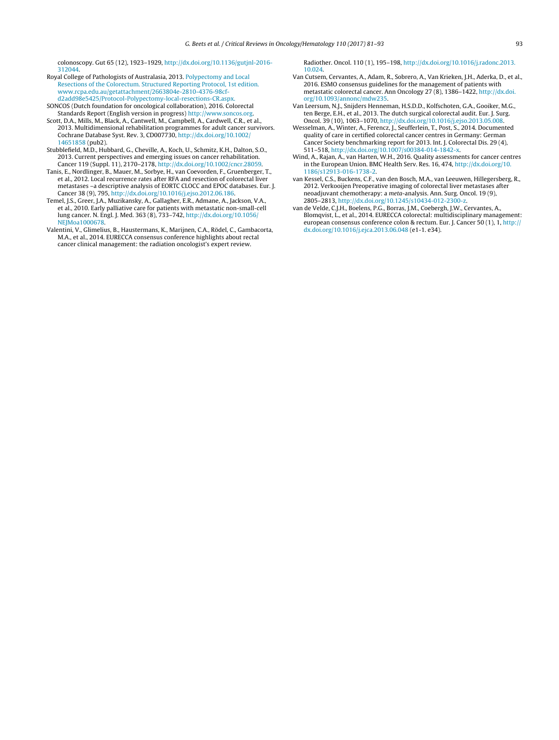colonoscopy. Gut 65 (12), 1923–1929, http://dx.doi.org/10.1136/gutjnl-2016-312044.

Royal College of Pathologists of Australasia, 2013. Polypectomy and Local Resections of the Colorectum. Structured Reporting Protocol, 1st edition. www.rcpa.edu.au/getattachment/2663804e-2810-4376-98cf-d2add98e5425/Protocol-Polypectomy-local-resections-CR.aspx.

SONCOS (Dutch foundation for oncological collaboration), 2016. Colorectal Standards Report (English version in progress) http://www.soncos.org.

Scott, D.A., Mills, M., Black, A., Cantwell, M., Campbell, A., Cardwell, C.R., et al., 2013. Multidimensional rehabilitation programmes for adult cancer survivors. Cochrane Database Syst. Rev. 3, CD007730, http://dx.doi.org/10.1002/14651858 (pub2).

Stubblefield, M.D., Hubbard, G., Cheville, A., Koch, U., Schmitz, K.H., Dalton, S.O., 2013. Current perspectives and emerging issues on cancer rehabilitation. Cancer 119 (Suppl. 11), 2170–2178, http://dx.doi.org/10.1002/cncr.28059.

Tanis, E., Nordlinger, B., Mauer, M., Sorbye, H., van Coevorden, F., Gruenberger, T., et al., 2012. Local recurrence rates after RFA and resection of colorectal liver metastases –a descriptive analysis of EORTC CLOCC and EPOC databases. Eur. J. Cancer 38 (9), 795, http://dx.doi.org/10.1016/j.ejso.2012.06.186.

Temel, J.S., Greer, J.A., Muzikansky, A., Gallagher, E.R., Admane, A., Jackson, V.A., et al., 2010. Early palliative care for patients with metastatic non-small-cell lung cancer. N. Engl. J. Med. 363 (8), 733–742, http://dx.doi.org/10.1056/NEJMoa1000678.

Valentini, V., Glimelius, B., Haustermans, K., Marijnen, C.A., Rödel, C., Gambacorta, M.A., et al., 2014. EURECCA consensus conference highlights about rectal cancer clinical management: the radiation oncologist's expert review. Radiother. Oncol. 110 (1), 195–198, http://dx.doi.org/10.1016/j.radonc.2013.10.024.

Van Cutsem, Cervantes, A., Adam, R., Sobrero, A., Van Krieken, J.H., Aderka, D., et al., 2016. ESMO consensus guidelines for the management of patients with metastatic colorectal cancer. Ann Oncology 27 (8), 1386–1422, http://dx.doi.org/10.1093/annonc/mdw235.

Van Leersum, N.J., Snijders Henneman, H.S.D.D., Kolfschoten, G.A., Gooiker, M.G., ten Berge, E.H., et al., 2013. The dutch surgical colorectal audit. Eur. J. Surg. Oncol. 39 (10), 1063–1070, http://dx.doi.org/10.1016/j.ejso.2013.05.008.

Wesselman, A., Winter, A., Ferencz, J., Seufferlein, T., Post, S., 2014. Documented quality of care in certified colorectal cancer centres in Germany: German Cancer Society benchmarking report for 2013. Int. J. Colorectal Dis. 29 (4), 511–518, http://dx.doi.org/10.1007/s00384-014-1842-x.

Wind, A., Rajan, A., van Harten, W.H., 2016. Quality assessments for cancer centres in the European Union. BMC Health Serv. Res. 16, 474, http://dx.doi.org/10.1186/s12913-016-1738-2.

van Kessel, C.S., Buckens, C.F., van den Bosch, M.A., van Leeuwen, Hillegersberg, R., 2012. Verkooijen Preoperative imaging of colorectal liver metastases after neoadjuvant chemotherapy: a *meta*-analysis. Ann. Surg. Oncol. 19 (9), 2805–2813, http://dx.doi.org/10.1245/s10434-012-2300-z.

van de Velde, C.J.H., Boelens, P.G., Borras, J.M., Coebergh, J.W., Cervantes, A., Blomqvist, L., et al., 2014. EURECCA colorectal: multidisciplinary management: european consensus conference colon & rectum. Eur. J. Cancer 50 (1), 1, http://dx.doi.org/10.1016/j.ejca.2013.06.048 (e1-1. e34).